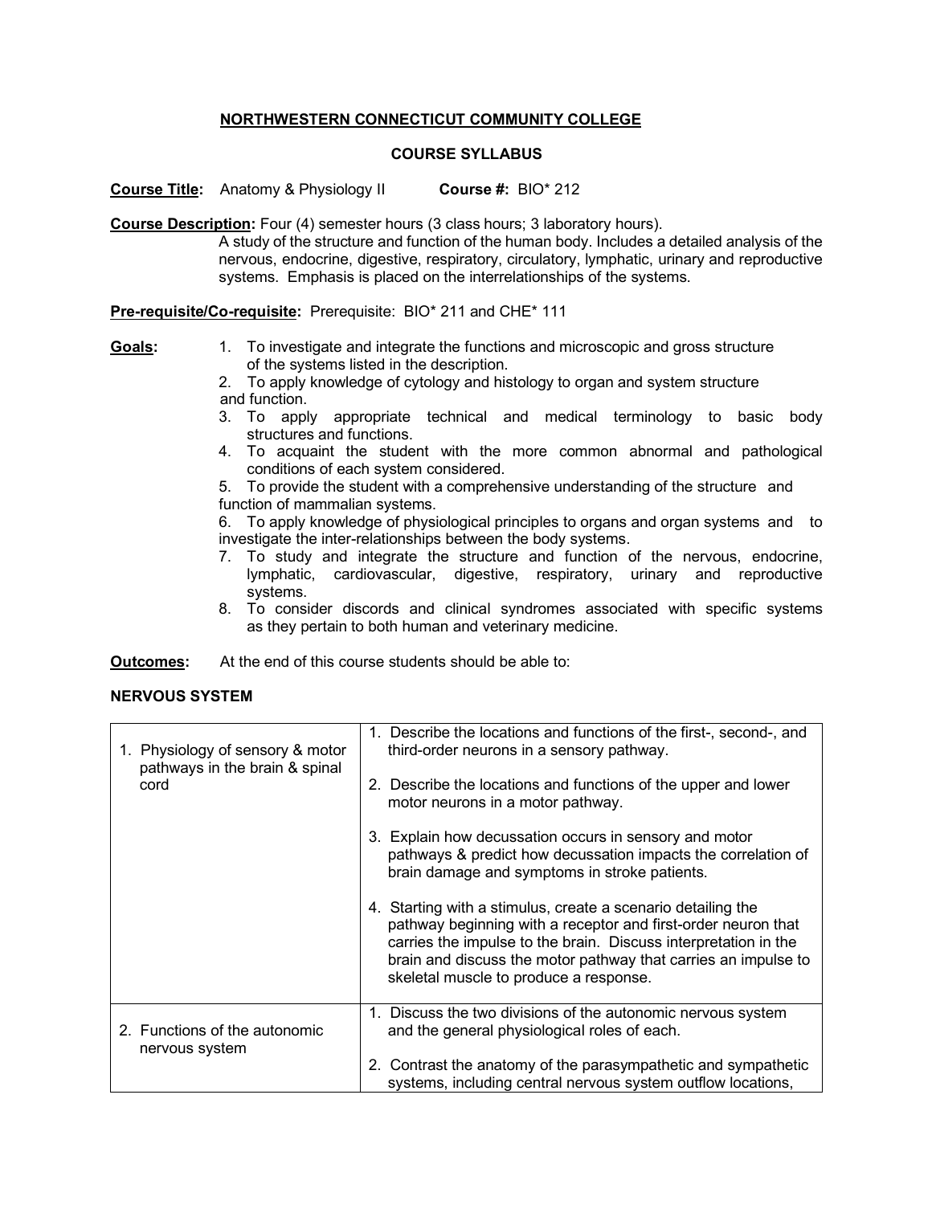**NORTHWESTERN CONNECTICUT COMMUNITY COLLEGE**

**COURSE SYLLABUS**

**Course Title:** Anatomy & Physiology II **Course #:** BIO* 212

**Course Description:** Four (4) semester hours (3 class hours; 3 laboratory hours).
A study of the structure and function of the human body. Includes a detailed analysis of the nervous, endocrine, digestive, respiratory, circulatory, lymphatic, urinary and reproductive systems. Emphasis is placed on the interrelationships of the systems.

**Pre-requisite/Co-requisite:** Prerequisite: BIO* 211 and CHE* 111

**Goals:**

1. To investigate and integrate the functions and microscopic and gross structure of the systems listed in the description.
2. To apply knowledge of cytology and histology to organ and system structure and function.
3. To apply appropriate technical and medical terminology to basic body structures and functions.
4. To acquaint the student with the more common abnormal and pathological conditions of each system considered.
5. To provide the student with a comprehensive understanding of the structure and function of mammalian systems.
6. To apply knowledge of physiological principles to organs and organ systems and to investigate the inter-relationships between the body systems.
7. To study and integrate the structure and function of the nervous, endocrine, lymphatic, cardiovascular, digestive, respiratory, urinary and reproductive systems.
8. To consider discords and clinical syndromes associated with specific systems as they pertain to both human and veterinary medicine.

**Outcomes:** At the end of this course students should be able to:

**NERVOUS SYSTEM**

| | |
|---|---|
| 1. Physiology of sensory & motor pathways in the brain & spinal cord | 1. Describe the locations and functions of the first-, second-, and third-order neurons in a sensory pathway.<br><br>2. Describe the locations and functions of the upper and lower motor neurons in a motor pathway.<br><br>3. Explain how decussation occurs in sensory and motor pathways & predict how decussation impacts the correlation of brain damage and symptoms in stroke patients.<br><br>4. Starting with a stimulus, create a scenario detailing the pathway beginning with a receptor and first-order neuron that carries the impulse to the brain. Discuss interpretation in the brain and discuss the motor pathway that carries an impulse to skeletal muscle to produce a response. |
| 2. Functions of the autonomic nervous system | 1. Discuss the two divisions of the autonomic nervous system and the general physiological roles of each.<br><br>2. Contrast the anatomy of the parasympathetic and sympathetic systems, including central nervous system outflow locations, |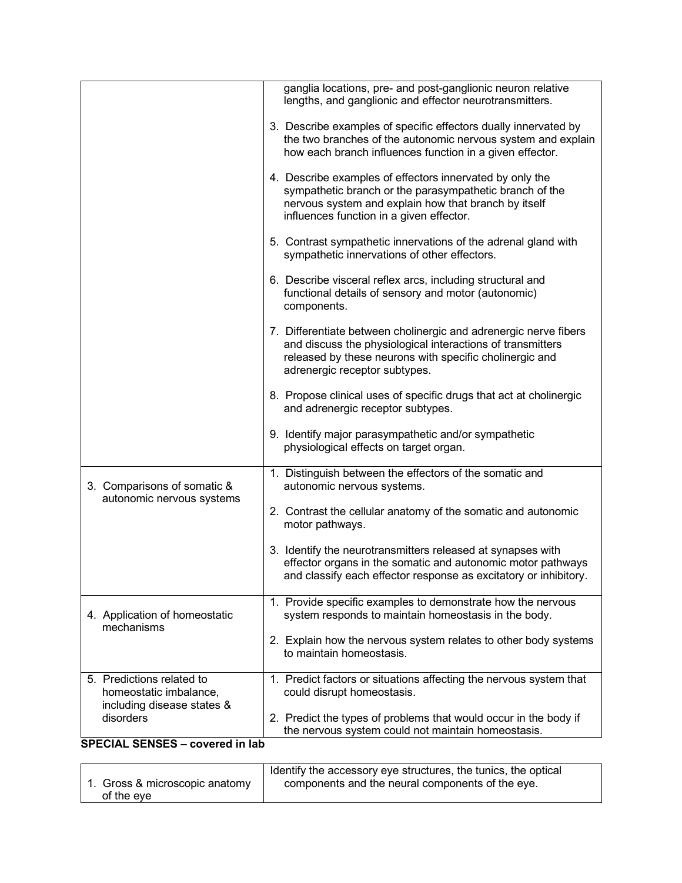| | |
|---|---|
| | ganglia locations, pre- and post-ganglionic neuron relative lengths, and ganglionic and effector neurotransmitters.<br><br>3. Describe examples of specific effectors dually innervated by the two branches of the autonomic nervous system and explain how each branch influences function in a given effector.<br><br>4. Describe examples of effectors innervated by only the sympathetic branch or the parasympathetic branch of the nervous system and explain how that branch by itself influences function in a given effector.<br><br>5. Contrast sympathetic innervations of the adrenal gland with sympathetic innervations of other effectors.<br><br>6. Describe visceral reflex arcs, including structural and functional details of sensory and motor (autonomic) components.<br><br>7. Differentiate between cholinergic and adrenergic nerve fibers and discuss the physiological interactions of transmitters released by these neurons with specific cholinergic and adrenergic receptor subtypes.<br><br>8. Propose clinical uses of specific drugs that act at cholinergic and adrenergic receptor subtypes.<br><br>9. Identify major parasympathetic and/or sympathetic physiological effects on target organ. |
| 3. Comparisons of somatic & autonomic nervous systems | 1. Distinguish between the effectors of the somatic and autonomic nervous systems.<br><br>2. Contrast the cellular anatomy of the somatic and autonomic motor pathways.<br><br>3. Identify the neurotransmitters released at synapses with effector organs in the somatic and autonomic motor pathways and classify each effector response as excitatory or inhibitory. |
| 4. Application of homeostatic mechanisms | 1. Provide specific examples to demonstrate how the nervous system responds to maintain homeostasis in the body.<br><br>2. Explain how the nervous system relates to other body systems to maintain homeostasis. |
| 5. Predictions related to homeostatic imbalance, including disease states & disorders | 1. Predict factors or situations affecting the nervous system that could disrupt homeostasis.<br><br>2. Predict the types of problems that would occur in the body if the nervous system could not maintain homeostasis. |

**SPECIAL SENSES – covered in lab**

| | |
|---|---|
| 1. Gross & microscopic anatomy of the eye | Identify the accessory eye structures, the tunics, the optical components and the neural components of the eye. |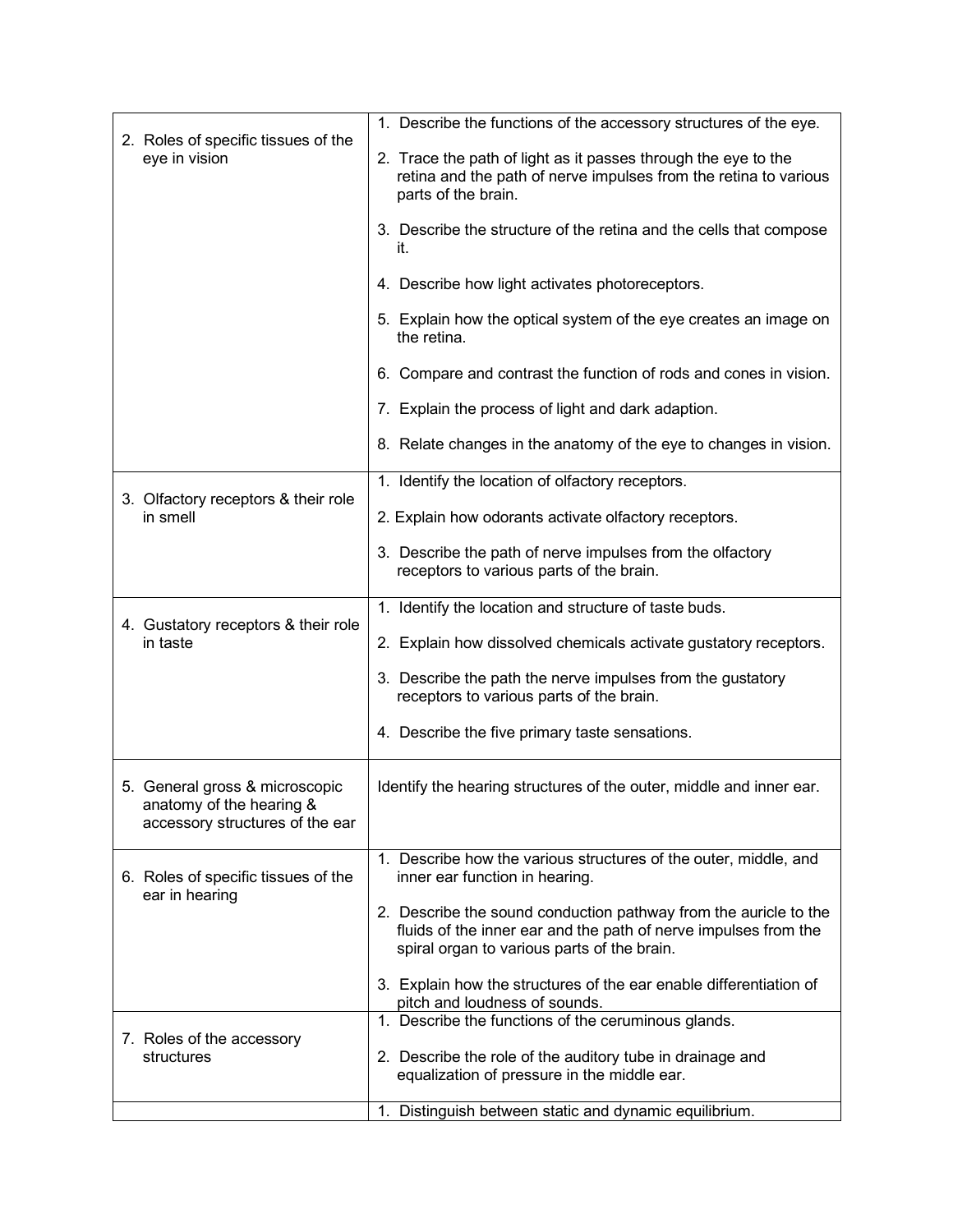| | |
|---|---|
| 2. Roles of specific tissues of the eye in vision | 1. Describe the functions of the accessory structures of the eye.<br><br>2. Trace the path of light as it passes through the eye to the retina and the path of nerve impulses from the retina to various parts of the brain.<br><br>3. Describe the structure of the retina and the cells that compose it.<br><br>4. Describe how light activates photoreceptors.<br><br>5. Explain how the optical system of the eye creates an image on the retina.<br><br>6. Compare and contrast the function of rods and cones in vision.<br><br>7. Explain the process of light and dark adaption.<br><br>8. Relate changes in the anatomy of the eye to changes in vision. |
| 3. Olfactory receptors & their role in smell | 1. Identify the location of olfactory receptors.<br><br>2. Explain how odorants activate olfactory receptors.<br><br>3. Describe the path of nerve impulses from the olfactory receptors to various parts of the brain. |
| 4. Gustatory receptors & their role in taste | 1. Identify the location and structure of taste buds.<br><br>2. Explain how dissolved chemicals activate gustatory receptors.<br><br>3. Describe the path the nerve impulses from the gustatory receptors to various parts of the brain.<br><br>4. Describe the five primary taste sensations. |
| 5. General gross & microscopic anatomy of the hearing & accessory structures of the ear | Identify the hearing structures of the outer, middle and inner ear. |
| 6. Roles of specific tissues of the ear in hearing | 1. Describe how the various structures of the outer, middle, and inner ear function in hearing.<br><br>2. Describe the sound conduction pathway from the auricle to the fluids of the inner ear and the path of nerve impulses from the spiral organ to various parts of the brain.<br><br>3. Explain how the structures of the ear enable differentiation of pitch and loudness of sounds. |
| 7. Roles of the accessory structures | 1. Describe the functions of the ceruminous glands.<br><br>2. Describe the role of the auditory tube in drainage and equalization of pressure in the middle ear. |
| | 1. Distinguish between static and dynamic equilibrium. |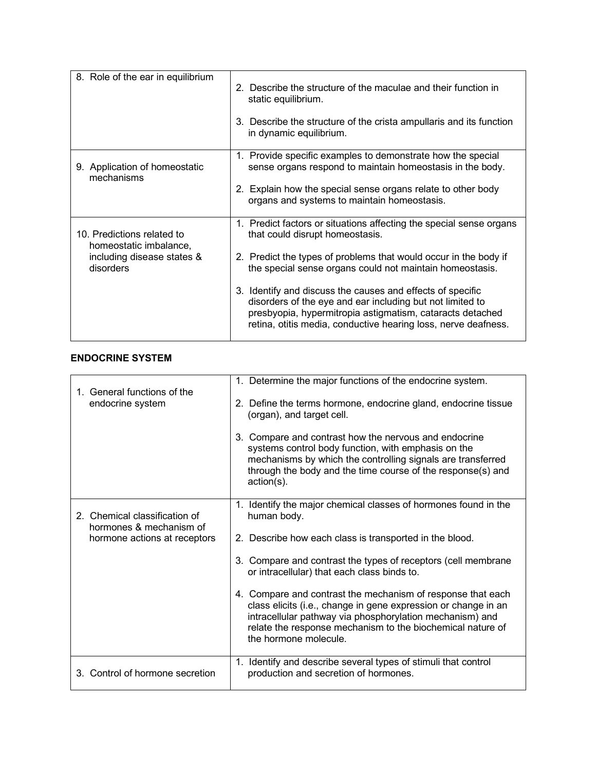| | |
|---|---|
| 8. Role of the ear in equilibrium | 2. Describe the structure of the maculae and their function in static equilibrium.<br><br>3. Describe the structure of the crista ampullaris and its function in dynamic equilibrium. |
| 9. Application of homeostatic mechanisms | 1. Provide specific examples to demonstrate how the special sense organs respond to maintain homeostasis in the body.<br><br>2. Explain how the special sense organs relate to other body organs and systems to maintain homeostasis. |
| 10. Predictions related to homeostatic imbalance, including disease states & disorders | 1. Predict factors or situations affecting the special sense organs that could disrupt homeostasis.<br><br>2. Predict the types of problems that would occur in the body if the special sense organs could not maintain homeostasis.<br><br>3. Identify and discuss the causes and effects of specific disorders of the eye and ear including but not limited to presbyopia, hypermitropia astigmatism, cataracts detached retina, otitis media, conductive hearing loss, nerve deafness. |

**ENDOCRINE SYSTEM**

| | |
|---|---|
| 1. General functions of the endocrine system | 1. Determine the major functions of the endocrine system.<br><br>2. Define the terms hormone, endocrine gland, endocrine tissue (organ), and target cell.<br><br>3. Compare and contrast how the nervous and endocrine systems control body function, with emphasis on the mechanisms by which the controlling signals are transferred through the body and the time course of the response(s) and action(s). |
| 2. Chemical classification of hormones & mechanism of hormone actions at receptors | 1. Identify the major chemical classes of hormones found in the human body.<br><br>2. Describe how each class is transported in the blood.<br><br>3. Compare and contrast the types of receptors (cell membrane or intracellular) that each class binds to.<br><br>4. Compare and contrast the mechanism of response that each class elicits (i.e., change in gene expression or change in an intracellular pathway via phosphorylation mechanism) and relate the response mechanism to the biochemical nature of the hormone molecule. |
| 3. Control of hormone secretion | 1. Identify and describe several types of stimuli that control production and secretion of hormones. |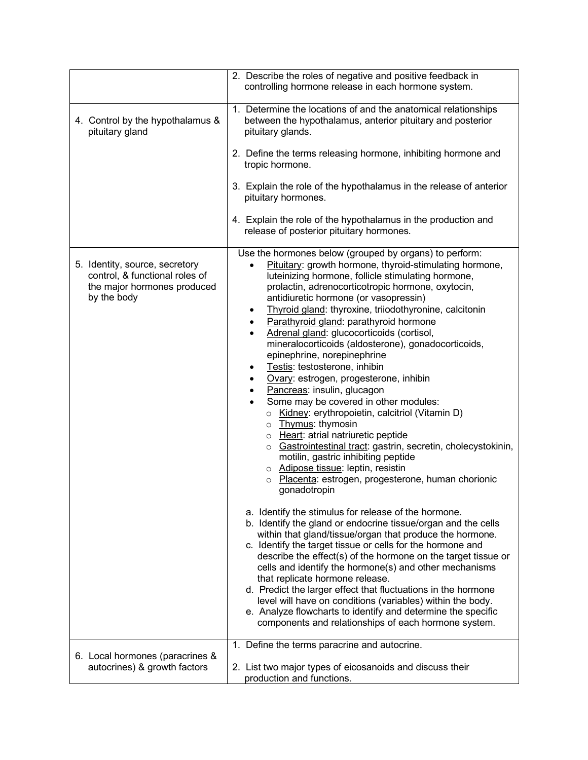| | |
|---|---|
| | 2. Describe the roles of negative and positive feedback in controlling hormone release in each hormone system. |
| 4. Control by the hypothalamus & pituitary gland | 1. Determine the locations of and the anatomical relationships between the hypothalamus, anterior pituitary and posterior pituitary glands.<br><br>2. Define the terms releasing hormone, inhibiting hormone and tropic hormone.<br><br>3. Explain the role of the hypothalamus in the release of anterior pituitary hormones.<br><br>4. Explain the role of the hypothalamus in the production and release of posterior pituitary hormones. |
| 5. Identity, source, secretory control, & functional roles of the major hormones produced by the body | Use the hormones below (grouped by organs) to perform:<br>• <u>Pituitary</u>: growth hormone, thyroid-stimulating hormone, luteinizing hormone, follicle stimulating hormone, prolactin, adrenocorticotropic hormone, oxytocin, antidiuretic hormone (or vasopressin)<br>• <u>Thyroid gland</u>: thyroxine, triiodothyronine, calcitonin<br>• <u>Parathyroid gland</u>: parathyroid hormone<br>• <u>Adrenal gland</u>: glucocorticoids (cortisol, mineralocorticoids (aldosterone), gonadocorticoids, epinephrine, norepinephrine<br>• <u>Testis</u>: testosterone, inhibin<br>• <u>Ovary</u>: estrogen, progesterone, inhibin<br>• <u>Pancreas</u>: insulin, glucagon<br>• Some may be covered in other modules:<br>○ <u>Kidney</u>: erythropoietin, calcitriol (Vitamin D)<br>○ <u>Thymus</u>: thymosin<br>○ <u>Heart</u>: atrial natriuretic peptide<br>○ <u>Gastrointestinal tract</u>: gastrin, secretin, cholecystokinin, motilin, gastric inhibiting peptide<br>○ <u>Adipose tissue</u>: leptin, resistin<br>○ <u>Placenta</u>: estrogen, progesterone, human chorionic gonadotropin<br><br>a. Identify the stimulus for release of the hormone.<br>b. Identify the gland or endocrine tissue/organ and the cells within that gland/tissue/organ that produce the hormone.<br>c. Identify the target tissue or cells for the hormone and describe the effect(s) of the hormone on the target tissue or cells and identify the hormone(s) and other mechanisms that replicate hormone release.<br>d. Predict the larger effect that fluctuations in the hormone level will have on conditions (variables) within the body.<br>e. Analyze flowcharts to identify and determine the specific components and relationships of each hormone system. |
| 6. Local hormones (paracrines & autocrines) & growth factors | 1. Define the terms paracrine and autocrine.<br><br>2. List two major types of eicosanoids and discuss their production and functions. |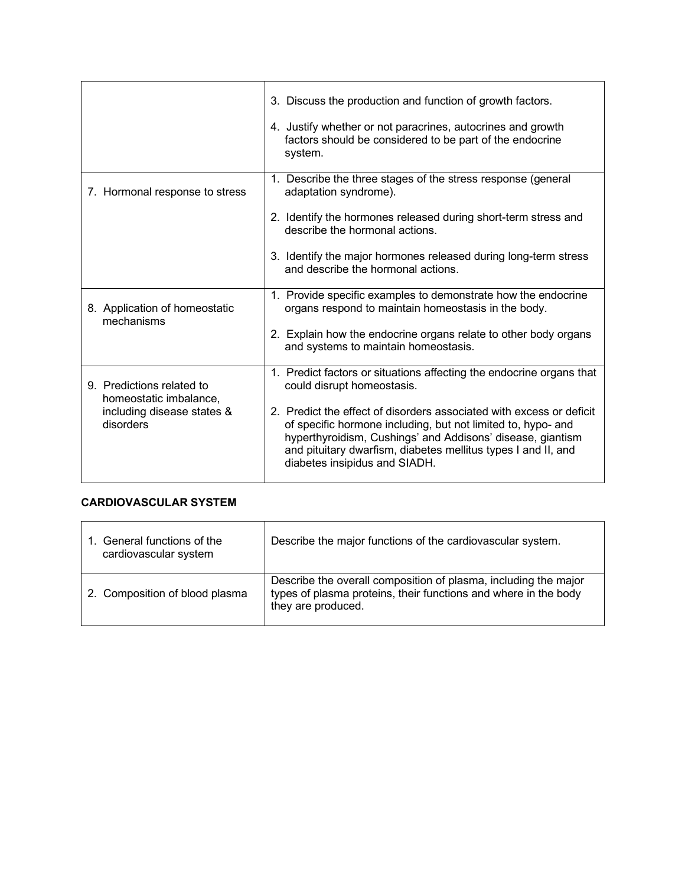| | |
|---|---|
| | 3. Discuss the production and function of growth factors.<br><br>4. Justify whether or not paracrines, autocrines and growth factors should be considered to be part of the endocrine system. |
| 7. Hormonal response to stress | 1. Describe the three stages of the stress response (general adaptation syndrome).<br><br>2. Identify the hormones released during short-term stress and describe the hormonal actions.<br><br>3. Identify the major hormones released during long-term stress and describe the hormonal actions. |
| 8. Application of homeostatic mechanisms | 1. Provide specific examples to demonstrate how the endocrine organs respond to maintain homeostasis in the body.<br><br>2. Explain how the endocrine organs relate to other body organs and systems to maintain homeostasis. |
| 9. Predictions related to homeostatic imbalance, including disease states & disorders | 1. Predict factors or situations affecting the endocrine organs that could disrupt homeostasis.<br><br>2. Predict the effect of disorders associated with excess or deficit of specific hormone including, but not limited to, hypo- and hyperthyroidism, Cushings' and Addisons' disease, giantism and pituitary dwarfism, diabetes mellitus types I and II, and diabetes insipidus and SIADH. |

**CARDIOVASCULAR SYSTEM**

| | |
|---|---|
| 1. General functions of the cardiovascular system | Describe the major functions of the cardiovascular system. |
| 2. Composition of blood plasma | Describe the overall composition of plasma, including the major types of plasma proteins, their functions and where in the body they are produced. |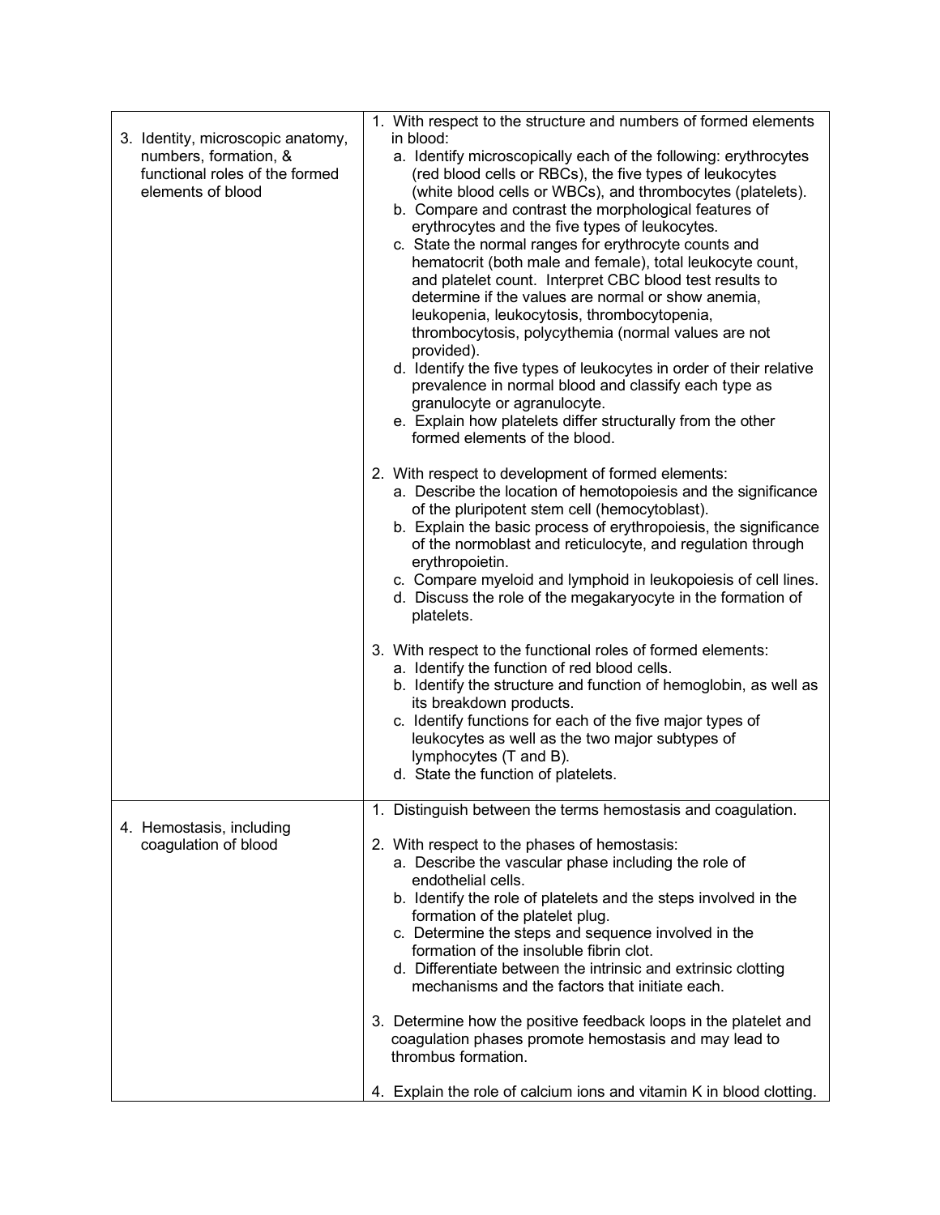| | |
|---|---|
| 3. Identity, microscopic anatomy, numbers, formation, & functional roles of the formed elements of blood | 1. With respect to the structure and numbers of formed elements in blood:<br>a. Identify microscopically each of the following: erythrocytes (red blood cells or RBCs), the five types of leukocytes (white blood cells or WBCs), and thrombocytes (platelets).<br>b. Compare and contrast the morphological features of erythrocytes and the five types of leukocytes.<br>c. State the normal ranges for erythrocyte counts and hematocrit (both male and female), total leukocyte count, and platelet count. Interpret CBC blood test results to determine if the values are normal or show anemia, leukopenia, leukocytosis, thrombocytopenia, thrombocytosis, polycythemia (normal values are not provided).<br>d. Identify the five types of leukocytes in order of their relative prevalence in normal blood and classify each type as granulocyte or agranulocyte.<br>e. Explain how platelets differ structurally from the other formed elements of the blood.<br><br>2. With respect to development of formed elements:<br>a. Describe the location of hemotopoiesis and the significance of the pluripotent stem cell (hemocytoblast).<br>b. Explain the basic process of erythropoiesis, the significance of the normoblast and reticulocyte, and regulation through erythropoietin.<br>c. Compare myeloid and lymphoid in leukopoiesis of cell lines.<br>d. Discuss the role of the megakaryocyte in the formation of platelets.<br><br>3. With respect to the functional roles of formed elements:<br>a. Identify the function of red blood cells.<br>b. Identify the structure and function of hemoglobin, as well as its breakdown products.<br>c. Identify functions for each of the five major types of leukocytes as well as the two major subtypes of lymphocytes (T and B).<br>d. State the function of platelets. |
| 4. Hemostasis, including coagulation of blood | 1. Distinguish between the terms hemostasis and coagulation.<br><br>2. With respect to the phases of hemostasis:<br>a. Describe the vascular phase including the role of endothelial cells.<br>b. Identify the role of platelets and the steps involved in the formation of the platelet plug.<br>c. Determine the steps and sequence involved in the formation of the insoluble fibrin clot.<br>d. Differentiate between the intrinsic and extrinsic clotting mechanisms and the factors that initiate each.<br><br>3. Determine how the positive feedback loops in the platelet and coagulation phases promote hemostasis and may lead to thrombus formation.<br><br>4. Explain the role of calcium ions and vitamin K in blood clotting. |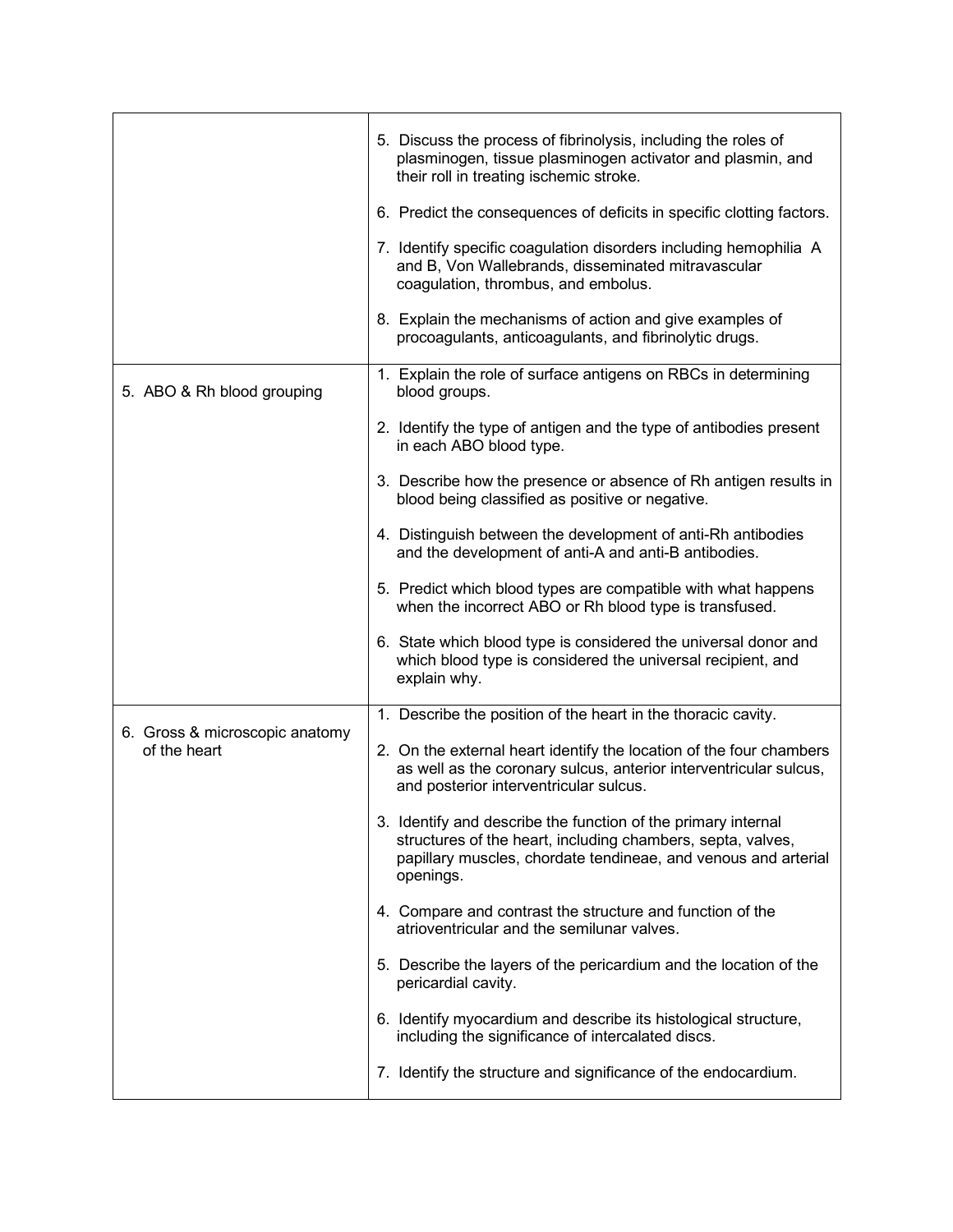| | |
|---|---|
| | 5. Discuss the process of fibrinolysis, including the roles of plasminogen, tissue plasminogen activator and plasmin, and their roll in treating ischemic stroke.<br><br>6. Predict the consequences of deficits in specific clotting factors.<br><br>7. Identify specific coagulation disorders including hemophilia A and B, Von Wallebrands, disseminated mitravascular coagulation, thrombus, and embolus.<br><br>8. Explain the mechanisms of action and give examples of procoagulants, anticoagulants, and fibrinolytic drugs. |
| 5. ABO & Rh blood grouping | 1. Explain the role of surface antigens on RBCs in determining blood groups.<br><br>2. Identify the type of antigen and the type of antibodies present in each ABO blood type.<br><br>3. Describe how the presence or absence of Rh antigen results in blood being classified as positive or negative.<br><br>4. Distinguish between the development of anti-Rh antibodies and the development of anti-A and anti-B antibodies.<br><br>5. Predict which blood types are compatible with what happens when the incorrect ABO or Rh blood type is transfused.<br><br>6. State which blood type is considered the universal donor and which blood type is considered the universal recipient, and explain why. |
| 6. Gross & microscopic anatomy of the heart | 1. Describe the position of the heart in the thoracic cavity.<br><br>2. On the external heart identify the location of the four chambers as well as the coronary sulcus, anterior interventricular sulcus, and posterior interventricular sulcus.<br><br>3. Identify and describe the function of the primary internal structures of the heart, including chambers, septa, valves, papillary muscles, chordate tendineae, and venous and arterial openings.<br><br>4. Compare and contrast the structure and function of the atrioventricular and the semilunar valves.<br><br>5. Describe the layers of the pericardium and the location of the pericardial cavity.<br><br>6. Identify myocardium and describe its histological structure, including the significance of intercalated discs.<br><br>7. Identify the structure and significance of the endocardium. |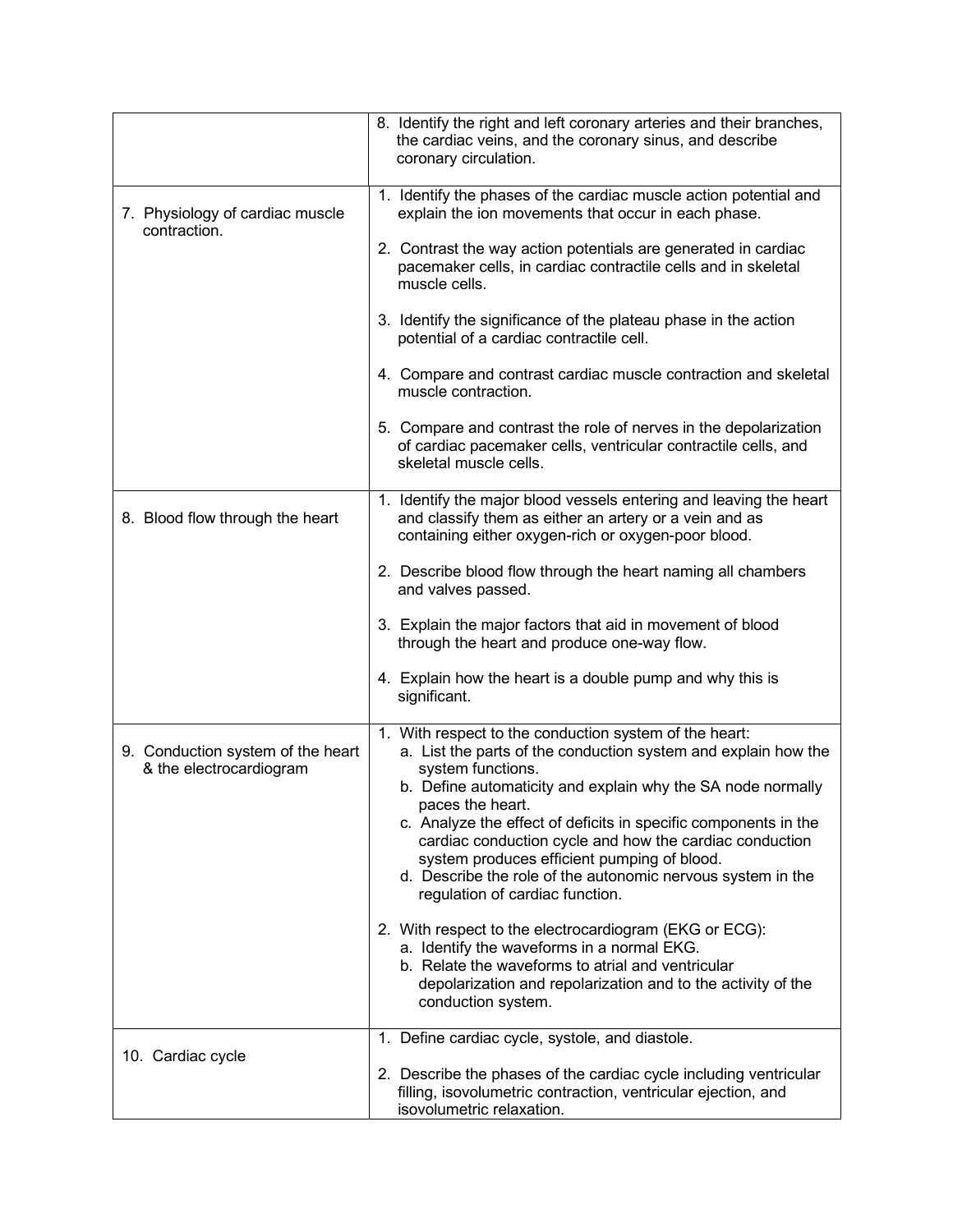| | |
|---|---|
| | 8. Identify the right and left coronary arteries and their branches, the cardiac veins, and the coronary sinus, and describe coronary circulation. |
| 7. Physiology of cardiac muscle contraction. | 1. Identify the phases of the cardiac muscle action potential and explain the ion movements that occur in each phase.<br><br>2. Contrast the way action potentials are generated in cardiac pacemaker cells, in cardiac contractile cells and in skeletal muscle cells.<br><br>3. Identify the significance of the plateau phase in the action potential of a cardiac contractile cell.<br><br>4. Compare and contrast cardiac muscle contraction and skeletal muscle contraction.<br><br>5. Compare and contrast the role of nerves in the depolarization of cardiac pacemaker cells, ventricular contractile cells, and skeletal muscle cells. |
| 8. Blood flow through the heart | 1. Identify the major blood vessels entering and leaving the heart and classify them as either an artery or a vein and as containing either oxygen-rich or oxygen-poor blood.<br><br>2. Describe blood flow through the heart naming all chambers and valves passed.<br><br>3. Explain the major factors that aid in movement of blood through the heart and produce one-way flow.<br><br>4. Explain how the heart is a double pump and why this is significant. |
| 9. Conduction system of the heart & the electrocardiogram | 1. With respect to the conduction system of the heart:<br>a. List the parts of the conduction system and explain how the system functions.<br>b. Define automaticity and explain why the SA node normally paces the heart.<br>c. Analyze the effect of deficits in specific components in the cardiac conduction cycle and how the cardiac conduction system produces efficient pumping of blood.<br>d. Describe the role of the autonomic nervous system in the regulation of cardiac function.<br><br>2. With respect to the electrocardiogram (EKG or ECG):<br>a. Identify the waveforms in a normal EKG.<br>b. Relate the waveforms to atrial and ventricular depolarization and repolarization and to the activity of the conduction system. |
| 10. Cardiac cycle | 1. Define cardiac cycle, systole, and diastole.<br><br>2. Describe the phases of the cardiac cycle including ventricular filling, isovolumetric contraction, ventricular ejection, and isovolumetric relaxation. |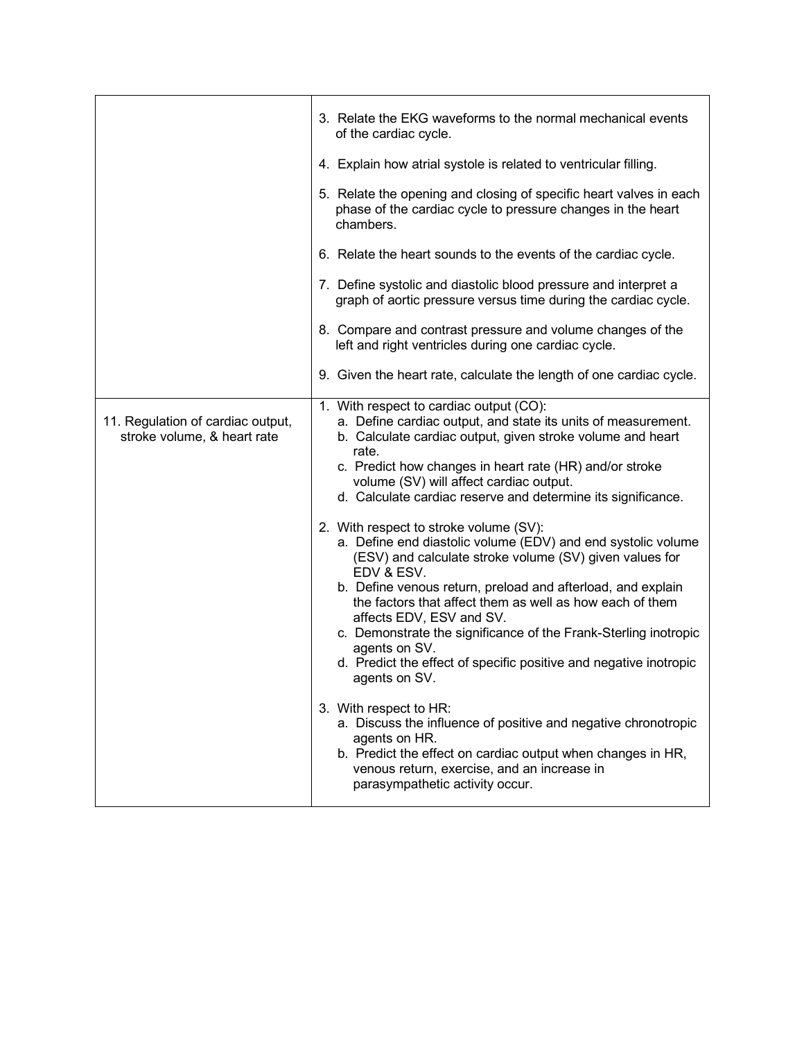| | |
|---|---|
| | 3. Relate the EKG waveforms to the normal mechanical events of the cardiac cycle.<br><br>4. Explain how atrial systole is related to ventricular filling.<br><br>5. Relate the opening and closing of specific heart valves in each phase of the cardiac cycle to pressure changes in the heart chambers.<br><br>6. Relate the heart sounds to the events of the cardiac cycle.<br><br>7. Define systolic and diastolic blood pressure and interpret a graph of aortic pressure versus time during the cardiac cycle.<br><br>8. Compare and contrast pressure and volume changes of the left and right ventricles during one cardiac cycle.<br><br>9. Given the heart rate, calculate the length of one cardiac cycle. |
| 11. Regulation of cardiac output, stroke volume, & heart rate | 1. With respect to cardiac output (CO):<br>a. Define cardiac output, and state its units of measurement.<br>b. Calculate cardiac output, given stroke volume and heart rate.<br>c. Predict how changes in heart rate (HR) and/or stroke volume (SV) will affect cardiac output.<br>d. Calculate cardiac reserve and determine its significance.<br><br>2. With respect to stroke volume (SV):<br>a. Define end diastolic volume (EDV) and end systolic volume (ESV) and calculate stroke volume (SV) given values for EDV & ESV.<br>b. Define venous return, preload and afterload, and explain the factors that affect them as well as how each of them affects EDV, ESV and SV.<br>c. Demonstrate the significance of the Frank-Sterling inotropic agents on SV.<br>d. Predict the effect of specific positive and negative inotropic agents on SV.<br><br>3. With respect to HR:<br>a. Discuss the influence of positive and negative chronotropic agents on HR.<br>b. Predict the effect on cardiac output when changes in HR, venous return, exercise, and an increase in parasympathetic activity occur. |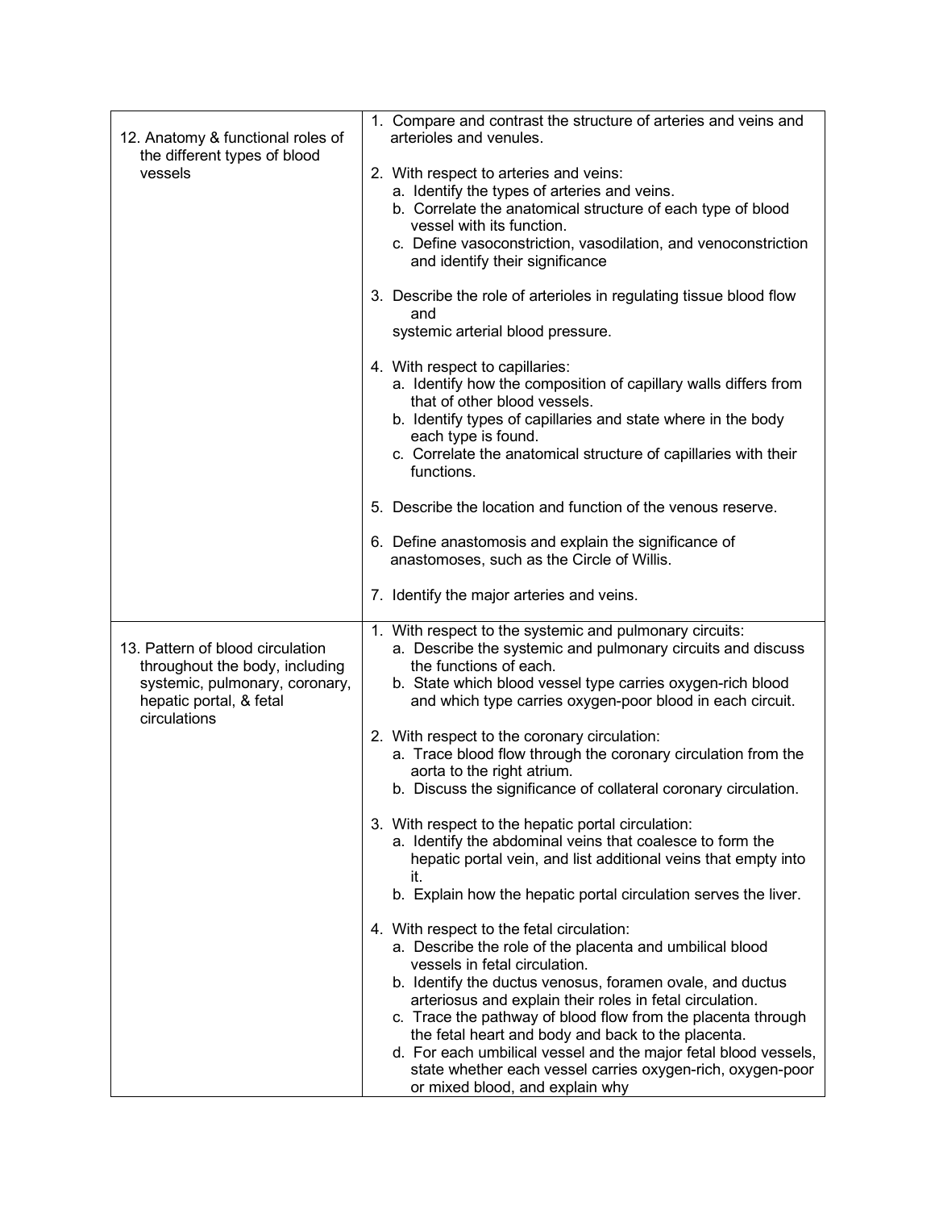| | |
|---|---|
| 12. Anatomy & functional roles of the different types of blood vessels | 1. Compare and contrast the structure of arteries and veins and arterioles and venules.<br><br>2. With respect to arteries and veins:<br>a. Identify the types of arteries and veins.<br>b. Correlate the anatomical structure of each type of blood vessel with its function.<br>c. Define vasoconstriction, vasodilation, and venoconstriction and identify their significance<br><br>3. Describe the role of arterioles in regulating tissue blood flow and systemic arterial blood pressure.<br><br>4. With respect to capillaries:<br>a. Identify how the composition of capillary walls differs from that of other blood vessels.<br>b. Identify types of capillaries and state where in the body each type is found.<br>c. Correlate the anatomical structure of capillaries with their functions.<br><br>5. Describe the location and function of the venous reserve.<br><br>6. Define anastomosis and explain the significance of anastomoses, such as the Circle of Willis.<br><br>7. Identify the major arteries and veins. |
| 13. Pattern of blood circulation throughout the body, including systemic, pulmonary, coronary, hepatic portal, & fetal circulations | 1. With respect to the systemic and pulmonary circuits:<br>a. Describe the systemic and pulmonary circuits and discuss the functions of each.<br>b. State which blood vessel type carries oxygen-rich blood and which type carries oxygen-poor blood in each circuit.<br><br>2. With respect to the coronary circulation:<br>a. Trace blood flow through the coronary circulation from the aorta to the right atrium.<br>b. Discuss the significance of collateral coronary circulation.<br><br>3. With respect to the hepatic portal circulation:<br>a. Identify the abdominal veins that coalesce to form the hepatic portal vein, and list additional veins that empty into it.<br>b. Explain how the hepatic portal circulation serves the liver.<br><br>4. With respect to the fetal circulation:<br>a. Describe the role of the placenta and umbilical blood vessels in fetal circulation.<br>b. Identify the ductus venosus, foramen ovale, and ductus arteriosus and explain their roles in fetal circulation.<br>c. Trace the pathway of blood flow from the placenta through the fetal heart and body and back to the placenta.<br>d. For each umbilical vessel and the major fetal blood vessels, state whether each vessel carries oxygen-rich, oxygen-poor or mixed blood, and explain why |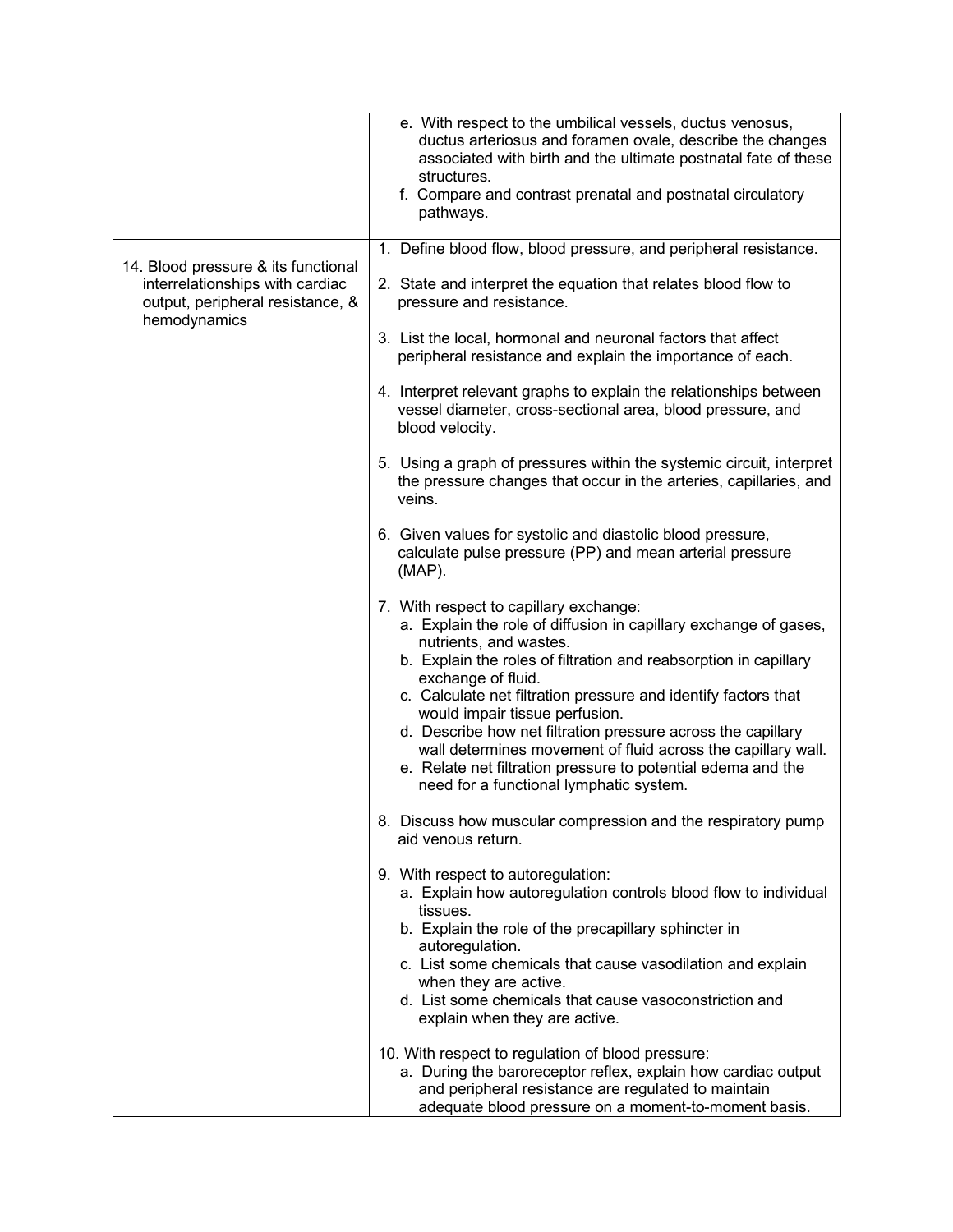| | |
|---|---|
| | e. With respect to the umbilical vessels, ductus venosus, ductus arteriosus and foramen ovale, describe the changes associated with birth and the ultimate postnatal fate of these structures.<br>f. Compare and contrast prenatal and postnatal circulatory pathways. |
| 14. Blood pressure & its functional interrelationships with cardiac output, peripheral resistance, & hemodynamics | 1. Define blood flow, blood pressure, and peripheral resistance.<br><br>2. State and interpret the equation that relates blood flow to pressure and resistance.<br><br>3. List the local, hormonal and neuronal factors that affect peripheral resistance and explain the importance of each.<br><br>4. Interpret relevant graphs to explain the relationships between vessel diameter, cross-sectional area, blood pressure, and blood velocity.<br><br>5. Using a graph of pressures within the systemic circuit, interpret the pressure changes that occur in the arteries, capillaries, and veins.<br><br>6. Given values for systolic and diastolic blood pressure, calculate pulse pressure (PP) and mean arterial pressure (MAP).<br><br>7. With respect to capillary exchange:<br>a. Explain the role of diffusion in capillary exchange of gases, nutrients, and wastes.<br>b. Explain the roles of filtration and reabsorption in capillary exchange of fluid.<br>c. Calculate net filtration pressure and identify factors that would impair tissue perfusion.<br>d. Describe how net filtration pressure across the capillary wall determines movement of fluid across the capillary wall.<br>e. Relate net filtration pressure to potential edema and the need for a functional lymphatic system.<br><br>8. Discuss how muscular compression and the respiratory pump aid venous return.<br><br>9. With respect to autoregulation:<br>a. Explain how autoregulation controls blood flow to individual tissues.<br>b. Explain the role of the precapillary sphincter in autoregulation.<br>c. List some chemicals that cause vasodilation and explain when they are active.<br>d. List some chemicals that cause vasoconstriction and explain when they are active.<br><br>10. With respect to regulation of blood pressure:<br>a. During the baroreceptor reflex, explain how cardiac output and peripheral resistance are regulated to maintain adequate blood pressure on a moment-to-moment basis. |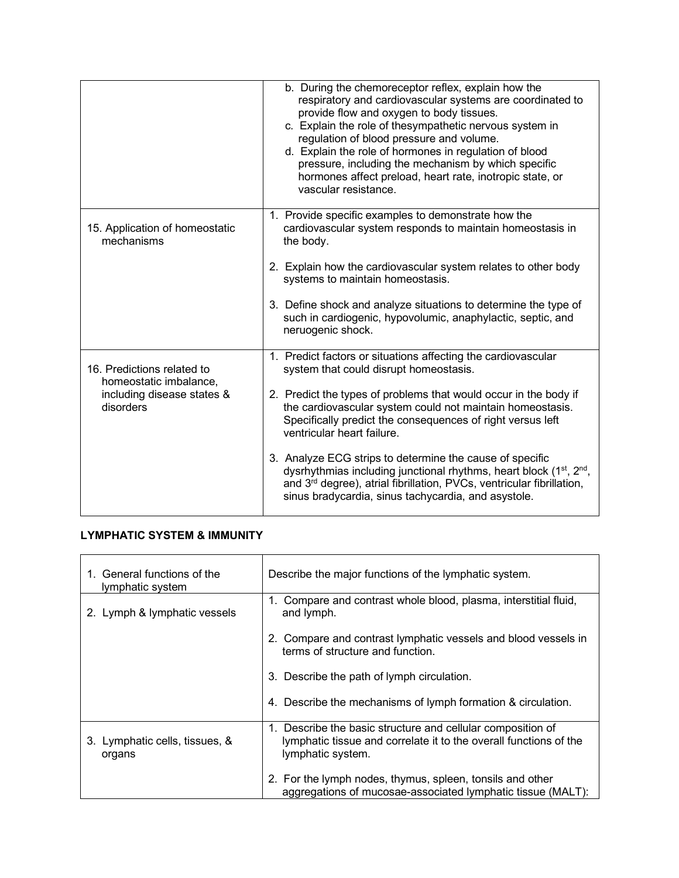| | |
|---|---|
| | b. During the chemoreceptor reflex, explain how the respiratory and cardiovascular systems are coordinated to provide flow and oxygen to body tissues.<br>c. Explain the role of thesympathetic nervous system in regulation of blood pressure and volume.<br>d. Explain the role of hormones in regulation of blood pressure, including the mechanism by which specific hormones affect preload, heart rate, inotropic state, or vascular resistance. |
| 15. Application of homeostatic mechanisms | 1. Provide specific examples to demonstrate how the cardiovascular system responds to maintain homeostasis in the body.<br><br>2. Explain how the cardiovascular system relates to other body systems to maintain homeostasis.<br><br>3. Define shock and analyze situations to determine the type of such in cardiogenic, hypovolumic, anaphylactic, septic, and neruogenic shock. |
| 16. Predictions related to homeostatic imbalance, including disease states & disorders | 1. Predict factors or situations affecting the cardiovascular system that could disrupt homeostasis.<br><br>2. Predict the types of problems that would occur in the body if the cardiovascular system could not maintain homeostasis. Specifically predict the consequences of right versus left ventricular heart failure.<br><br>3. Analyze ECG strips to determine the cause of specific dysrhythmias including junctional rhythms, heart block (1st, 2nd, and 3rd degree), atrial fibrillation, PVCs, ventricular fibrillation, sinus bradycardia, sinus tachycardia, and asystole. |

**LYMPHATIC SYSTEM & IMMUNITY**

| | |
|---|---|
| 1. General functions of the lymphatic system | Describe the major functions of the lymphatic system. |
| 2. Lymph & lymphatic vessels | 1. Compare and contrast whole blood, plasma, interstitial fluid, and lymph.<br><br>2. Compare and contrast lymphatic vessels and blood vessels in terms of structure and function.<br><br>3. Describe the path of lymph circulation.<br><br>4. Describe the mechanisms of lymph formation & circulation. |
| 3. Lymphatic cells, tissues, & organs | 1. Describe the basic structure and cellular composition of lymphatic tissue and correlate it to the overall functions of the lymphatic system.<br><br>2. For the lymph nodes, thymus, spleen, tonsils and other aggregations of mucosae-associated lymphatic tissue (MALT): |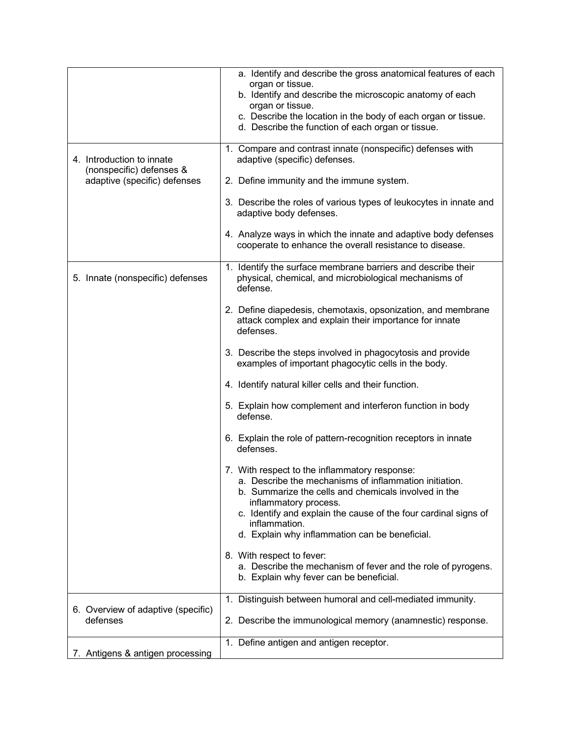| | |
|---|---|
| | a. Identify and describe the gross anatomical features of each organ or tissue.<br>b. Identify and describe the microscopic anatomy of each organ or tissue.<br>c. Describe the location in the body of each organ or tissue.<br>d. Describe the function of each organ or tissue. |
| 4. Introduction to innate (nonspecific) defenses & adaptive (specific) defenses | 1. Compare and contrast innate (nonspecific) defenses with adaptive (specific) defenses.<br><br>2. Define immunity and the immune system.<br><br>3. Describe the roles of various types of leukocytes in innate and adaptive body defenses.<br><br>4. Analyze ways in which the innate and adaptive body defenses cooperate to enhance the overall resistance to disease. |
| 5. Innate (nonspecific) defenses | 1. Identify the surface membrane barriers and describe their physical, chemical, and microbiological mechanisms of defense.<br><br>2. Define diapedesis, chemotaxis, opsonization, and membrane attack complex and explain their importance for innate defenses.<br><br>3. Describe the steps involved in phagocytosis and provide examples of important phagocytic cells in the body.<br><br>4. Identify natural killer cells and their function.<br><br>5. Explain how complement and interferon function in body defense.<br><br>6. Explain the role of pattern-recognition receptors in innate defenses.<br><br>7. With respect to the inflammatory response:<br>a. Describe the mechanisms of inflammation initiation.<br>b. Summarize the cells and chemicals involved in the inflammatory process.<br>c. Identify and explain the cause of the four cardinal signs of inflammation.<br>d. Explain why inflammation can be beneficial.<br><br>8. With respect to fever:<br>a. Describe the mechanism of fever and the role of pyrogens.<br>b. Explain why fever can be beneficial. |
| 6. Overview of adaptive (specific) defenses | 1. Distinguish between humoral and cell-mediated immunity.<br><br>2. Describe the immunological memory (anamnestic) response. |
| 7. Antigens & antigen processing | 1. Define antigen and antigen receptor. |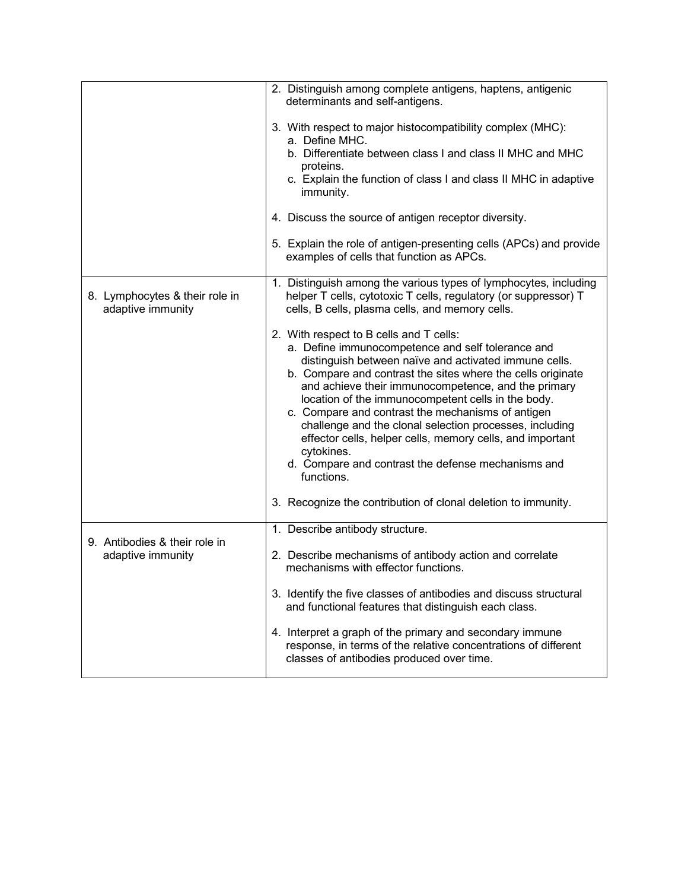| | |
|---|---|
| | 2. Distinguish among complete antigens, haptens, antigenic determinants and self-antigens.<br><br>3. With respect to major histocompatibility complex (MHC):<br>a. Define MHC.<br>b. Differentiate between class I and class II MHC and MHC proteins.<br>c. Explain the function of class I and class II MHC in adaptive immunity.<br><br>4. Discuss the source of antigen receptor diversity.<br><br>5. Explain the role of antigen-presenting cells (APCs) and provide examples of cells that function as APCs. |
| 8. Lymphocytes & their role in adaptive immunity | 1. Distinguish among the various types of lymphocytes, including helper T cells, cytotoxic T cells, regulatory (or suppressor) T cells, B cells, plasma cells, and memory cells.<br><br>2. With respect to B cells and T cells:<br>a. Define immunocompetence and self tolerance and distinguish between naïve and activated immune cells.<br>b. Compare and contrast the sites where the cells originate and achieve their immunocompetence, and the primary location of the immunocompetent cells in the body.<br>c. Compare and contrast the mechanisms of antigen challenge and the clonal selection processes, including effector cells, helper cells, memory cells, and important cytokines.<br>d. Compare and contrast the defense mechanisms and functions.<br><br>3. Recognize the contribution of clonal deletion to immunity. |
| 9. Antibodies & their role in adaptive immunity | 1. Describe antibody structure.<br><br>2. Describe mechanisms of antibody action and correlate mechanisms with effector functions.<br><br>3. Identify the five classes of antibodies and discuss structural and functional features that distinguish each class.<br><br>4. Interpret a graph of the primary and secondary immune response, in terms of the relative concentrations of different classes of antibodies produced over time. |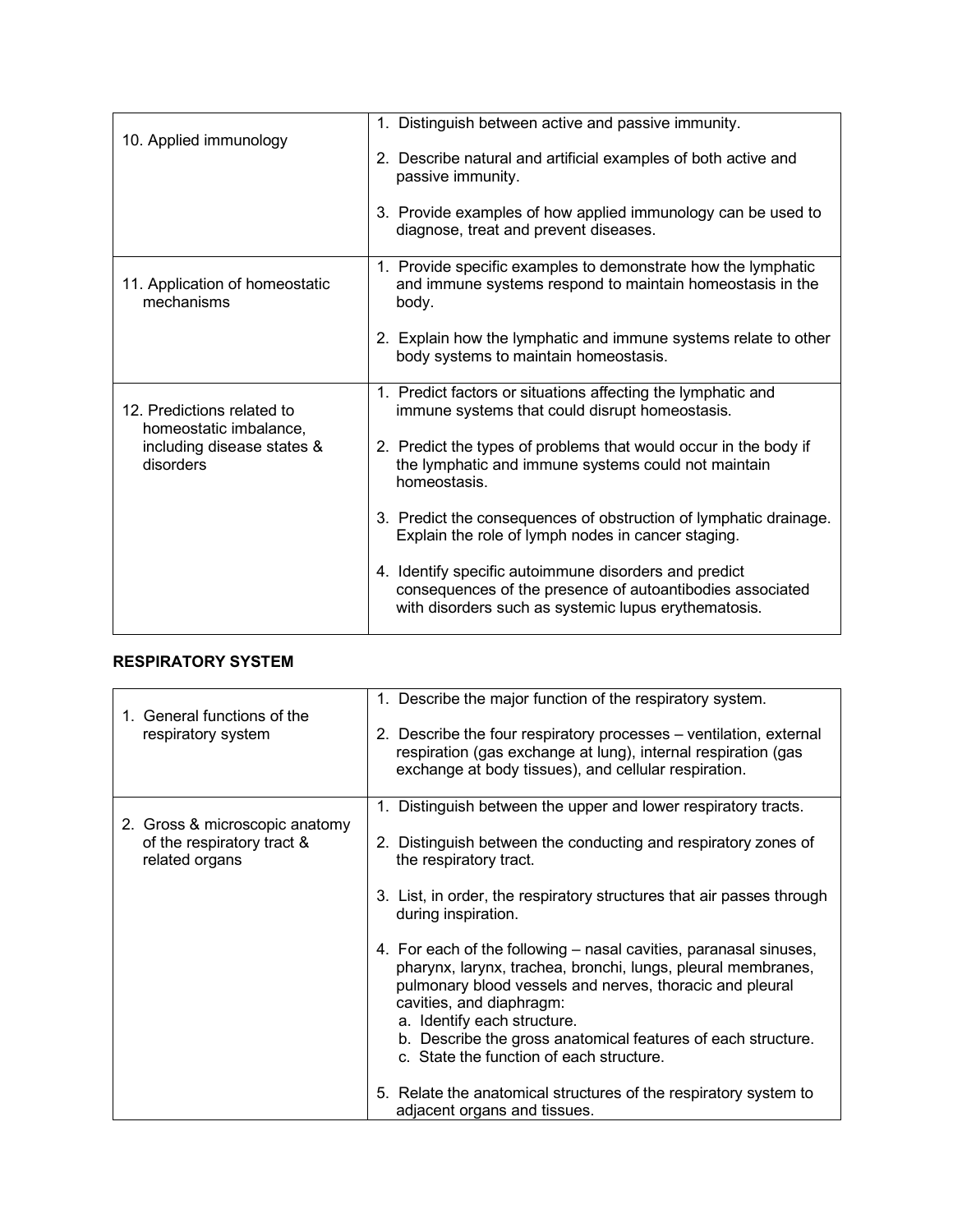| | |
|---|---|
| 10. Applied immunology | 1. Distinguish between active and passive immunity.<br><br>2. Describe natural and artificial examples of both active and passive immunity.<br><br>3. Provide examples of how applied immunology can be used to diagnose, treat and prevent diseases. |
| 11. Application of homeostatic mechanisms | 1. Provide specific examples to demonstrate how the lymphatic and immune systems respond to maintain homeostasis in the body.<br><br>2. Explain how the lymphatic and immune systems relate to other body systems to maintain homeostasis. |
| 12. Predictions related to homeostatic imbalance, including disease states & disorders | 1. Predict factors or situations affecting the lymphatic and immune systems that could disrupt homeostasis.<br><br>2. Predict the types of problems that would occur in the body if the lymphatic and immune systems could not maintain homeostasis.<br><br>3. Predict the consequences of obstruction of lymphatic drainage. Explain the role of lymph nodes in cancer staging.<br><br>4. Identify specific autoimmune disorders and predict consequences of the presence of autoantibodies associated with disorders such as systemic lupus erythematosis. |

**RESPIRATORY SYSTEM**

| | |
|---|---|
| 1. General functions of the respiratory system | 1. Describe the major function of the respiratory system.<br><br>2. Describe the four respiratory processes – ventilation, external respiration (gas exchange at lung), internal respiration (gas exchange at body tissues), and cellular respiration. |
| 2. Gross & microscopic anatomy of the respiratory tract & related organs | 1. Distinguish between the upper and lower respiratory tracts.<br><br>2. Distinguish between the conducting and respiratory zones of the respiratory tract.<br><br>3. List, in order, the respiratory structures that air passes through during inspiration.<br><br>4. For each of the following – nasal cavities, paranasal sinuses, pharynx, larynx, trachea, bronchi, lungs, pleural membranes, pulmonary blood vessels and nerves, thoracic and pleural cavities, and diaphragm:<br>a. Identify each structure.<br>b. Describe the gross anatomical features of each structure.<br>c. State the function of each structure.<br><br>5. Relate the anatomical structures of the respiratory system to adjacent organs and tissues. |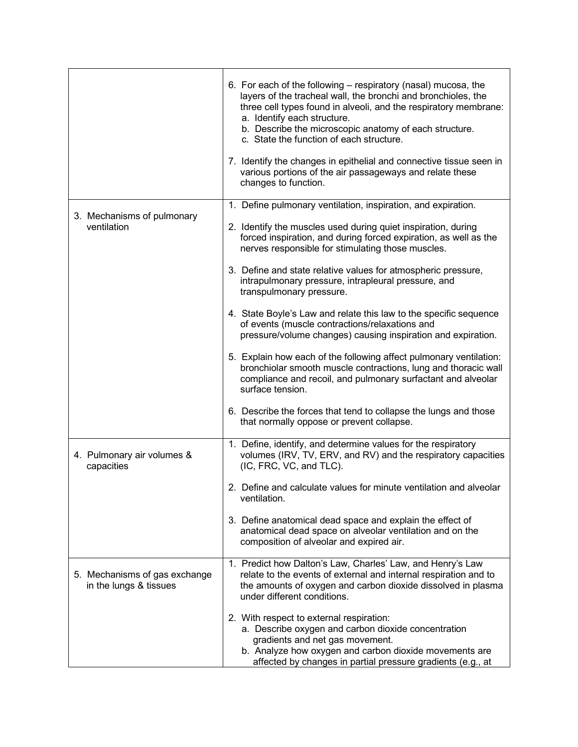| | |
|---|---|
| | 6. For each of the following – respiratory (nasal) mucosa, the layers of the tracheal wall, the bronchi and bronchioles, the three cell types found in alveoli, and the respiratory membrane:<br>a. Identify each structure.<br>b. Describe the microscopic anatomy of each structure.<br>c. State the function of each structure.<br><br>7. Identify the changes in epithelial and connective tissue seen in various portions of the air passageways and relate these changes to function. |
| 3. Mechanisms of pulmonary ventilation | 1. Define pulmonary ventilation, inspiration, and expiration.<br><br>2. Identify the muscles used during quiet inspiration, during forced inspiration, and during forced expiration, as well as the nerves responsible for stimulating those muscles.<br><br>3. Define and state relative values for atmospheric pressure, intrapulmonary pressure, intrapleural pressure, and transpulmonary pressure.<br><br>4. State Boyle's Law and relate this law to the specific sequence of events (muscle contractions/relaxations and pressure/volume changes) causing inspiration and expiration.<br><br>5. Explain how each of the following affect pulmonary ventilation: bronchiolar smooth muscle contractions, lung and thoracic wall compliance and recoil, and pulmonary surfactant and alveolar surface tension.<br><br>6. Describe the forces that tend to collapse the lungs and those that normally oppose or prevent collapse. |
| 4. Pulmonary air volumes & capacities | 1. Define, identify, and determine values for the respiratory volumes (IRV, TV, ERV, and RV) and the respiratory capacities (IC, FRC, VC, and TLC).<br><br>2. Define and calculate values for minute ventilation and alveolar ventilation.<br><br>3. Define anatomical dead space and explain the effect of anatomical dead space on alveolar ventilation and on the composition of alveolar and expired air. |
| 5. Mechanisms of gas exchange in the lungs & tissues | 1. Predict how Dalton's Law, Charles' Law, and Henry's Law relate to the events of external and internal respiration and to the amounts of oxygen and carbon dioxide dissolved in plasma under different conditions.<br><br>2. With respect to external respiration:<br>a. Describe oxygen and carbon dioxide concentration gradients and net gas movement.<br>b. Analyze how oxygen and carbon dioxide movements are affected by changes in partial pressure gradients (e.g., at |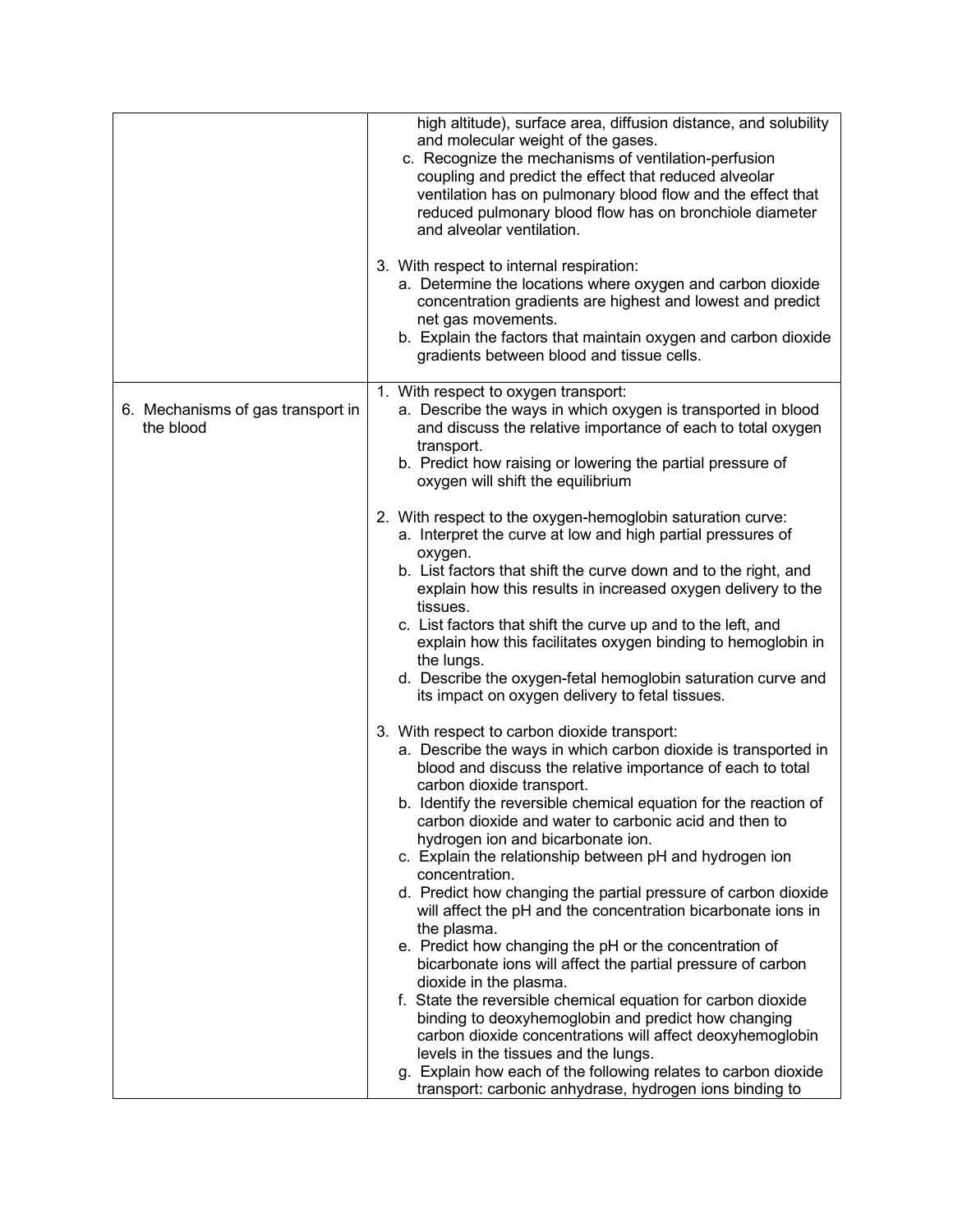| | |
|---|---|
| | high altitude), surface area, diffusion distance, and solubility and molecular weight of the gases.<br>c. Recognize the mechanisms of ventilation-perfusion coupling and predict the effect that reduced alveolar ventilation has on pulmonary blood flow and the effect that reduced pulmonary blood flow has on bronchiole diameter and alveolar ventilation.<br><br>3. With respect to internal respiration:<br>a. Determine the locations where oxygen and carbon dioxide concentration gradients are highest and lowest and predict net gas movements.<br>b. Explain the factors that maintain oxygen and carbon dioxide gradients between blood and tissue cells. |
| 6. Mechanisms of gas transport in the blood | 1. With respect to oxygen transport:<br>a. Describe the ways in which oxygen is transported in blood and discuss the relative importance of each to total oxygen transport.<br>b. Predict how raising or lowering the partial pressure of oxygen will shift the equilibrium<br><br>2. With respect to the oxygen-hemoglobin saturation curve:<br>a. Interpret the curve at low and high partial pressures of oxygen.<br>b. List factors that shift the curve down and to the right, and explain how this results in increased oxygen delivery to the tissues.<br>c. List factors that shift the curve up and to the left, and explain how this facilitates oxygen binding to hemoglobin in the lungs.<br>d. Describe the oxygen-fetal hemoglobin saturation curve and its impact on oxygen delivery to fetal tissues.<br><br>3. With respect to carbon dioxide transport:<br>a. Describe the ways in which carbon dioxide is transported in blood and discuss the relative importance of each to total carbon dioxide transport.<br>b. Identify the reversible chemical equation for the reaction of carbon dioxide and water to carbonic acid and then to hydrogen ion and bicarbonate ion.<br>c. Explain the relationship between pH and hydrogen ion concentration.<br>d. Predict how changing the partial pressure of carbon dioxide will affect the pH and the concentration bicarbonate ions in the plasma.<br>e. Predict how changing the pH or the concentration of bicarbonate ions will affect the partial pressure of carbon dioxide in the plasma.<br>f. State the reversible chemical equation for carbon dioxide binding to deoxyhemoglobin and predict how changing carbon dioxide concentrations will affect deoxyhemoglobin levels in the tissues and the lungs.<br>g. Explain how each of the following relates to carbon dioxide transport: carbonic anhydrase, hydrogen ions binding to |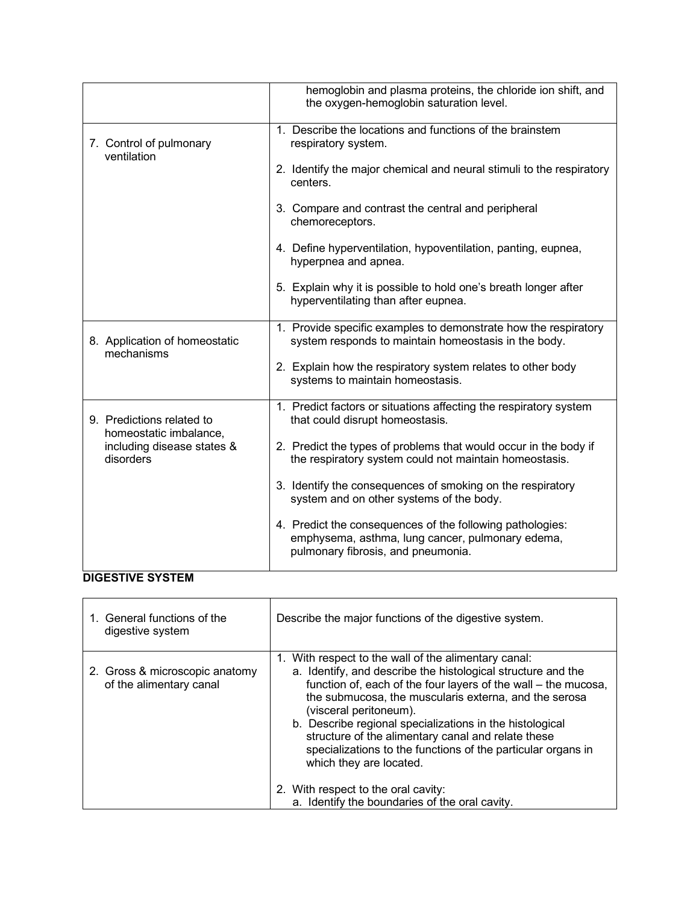| | |
|---|---|
| | hemoglobin and plasma proteins, the chloride ion shift, and the oxygen-hemoglobin saturation level. |
| 7. Control of pulmonary ventilation | 1. Describe the locations and functions of the brainstem respiratory system.<br><br>2. Identify the major chemical and neural stimuli to the respiratory centers.<br><br>3. Compare and contrast the central and peripheral chemoreceptors.<br><br>4. Define hyperventilation, hypoventilation, panting, eupnea, hyperpnea and apnea.<br><br>5. Explain why it is possible to hold one's breath longer after hyperventilating than after eupnea. |
| 8. Application of homeostatic mechanisms | 1. Provide specific examples to demonstrate how the respiratory system responds to maintain homeostasis in the body.<br><br>2. Explain how the respiratory system relates to other body systems to maintain homeostasis. |
| 9. Predictions related to homeostatic imbalance, including disease states & disorders | 1. Predict factors or situations affecting the respiratory system that could disrupt homeostasis.<br><br>2. Predict the types of problems that would occur in the body if the respiratory system could not maintain homeostasis.<br><br>3. Identify the consequences of smoking on the respiratory system and on other systems of the body.<br><br>4. Predict the consequences of the following pathologies: emphysema, asthma, lung cancer, pulmonary edema, pulmonary fibrosis, and pneumonia. |

**DIGESTIVE SYSTEM**

| | |
|---|---|
| 1. General functions of the digestive system | Describe the major functions of the digestive system. |
| 2. Gross & microscopic anatomy of the alimentary canal | 1. With respect to the wall of the alimentary canal:<br>a. Identify, and describe the histological structure and the function of, each of the four layers of the wall – the mucosa, the submucosa, the muscularis externa, and the serosa (visceral peritoneum).<br>b. Describe regional specializations in the histological structure of the alimentary canal and relate these specializations to the functions of the particular organs in which they are located.<br><br>2. With respect to the oral cavity:<br>a. Identify the boundaries of the oral cavity. |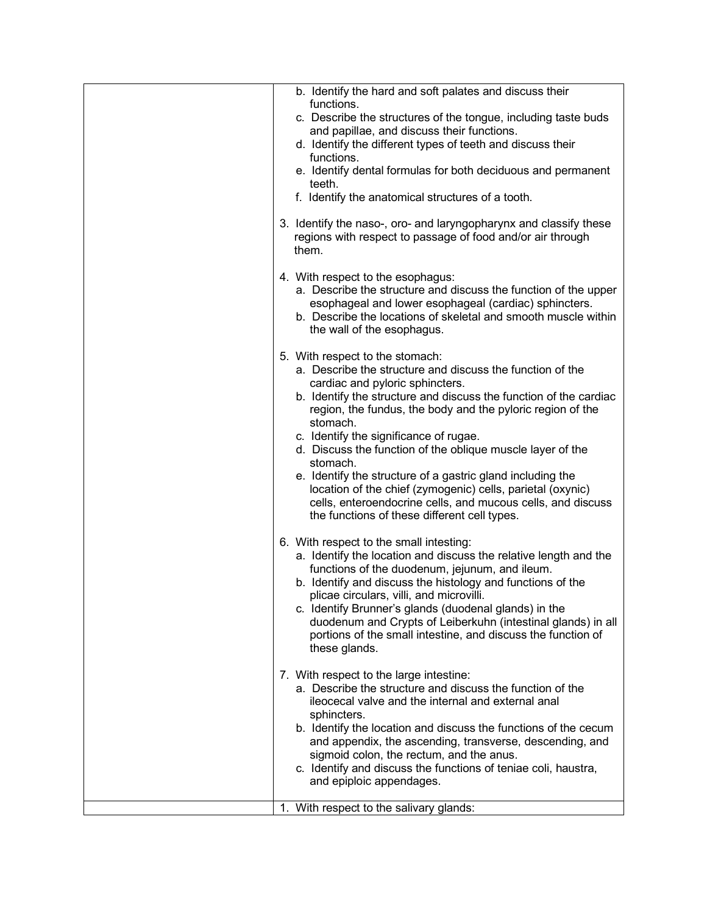| | |
|---|---|
| | b. Identify the hard and soft palates and discuss their functions.<br>c. Describe the structures of the tongue, including taste buds and papillae, and discuss their functions.<br>d. Identify the different types of teeth and discuss their functions.<br>e. Identify dental formulas for both deciduous and permanent teeth.<br>f. Identify the anatomical structures of a tooth.<br><br>3. Identify the naso-, oro- and laryngopharynx and classify these regions with respect to passage of food and/or air through them.<br><br>4. With respect to the esophagus:<br>a. Describe the structure and discuss the function of the upper esophageal and lower esophageal (cardiac) sphincters.<br>b. Describe the locations of skeletal and smooth muscle within the wall of the esophagus.<br><br>5. With respect to the stomach:<br>a. Describe the structure and discuss the function of the cardiac and pyloric sphincters.<br>b. Identify the structure and discuss the function of the cardiac region, the fundus, the body and the pyloric region of the stomach.<br>c. Identify the significance of rugae.<br>d. Discuss the function of the oblique muscle layer of the stomach.<br>e. Identify the structure of a gastric gland including the location of the chief (zymogenic) cells, parietal (oxynic) cells, enteroendocrine cells, and mucous cells, and discuss the functions of these different cell types.<br><br>6. With respect to the small intesting:<br>a. Identify the location and discuss the relative length and the functions of the duodenum, jejunum, and ileum.<br>b. Identify and discuss the histology and functions of the plicae circulars, villi, and microvilli.<br>c. Identify Brunner's glands (duodenal glands) in the duodenum and Crypts of Leiberkuhn (intestinal glands) in all portions of the small intestine, and discuss the function of these glands.<br><br>7. With respect to the large intestine:<br>a. Describe the structure and discuss the function of the ileocecal valve and the internal and external anal sphincters.<br>b. Identify the location and discuss the functions of the cecum and appendix, the ascending, transverse, descending, and sigmoid colon, the rectum, and the anus.<br>c. Identify and discuss the functions of teniae coli, haustra, and epiploic appendages. |
| | 1. With respect to the salivary glands: |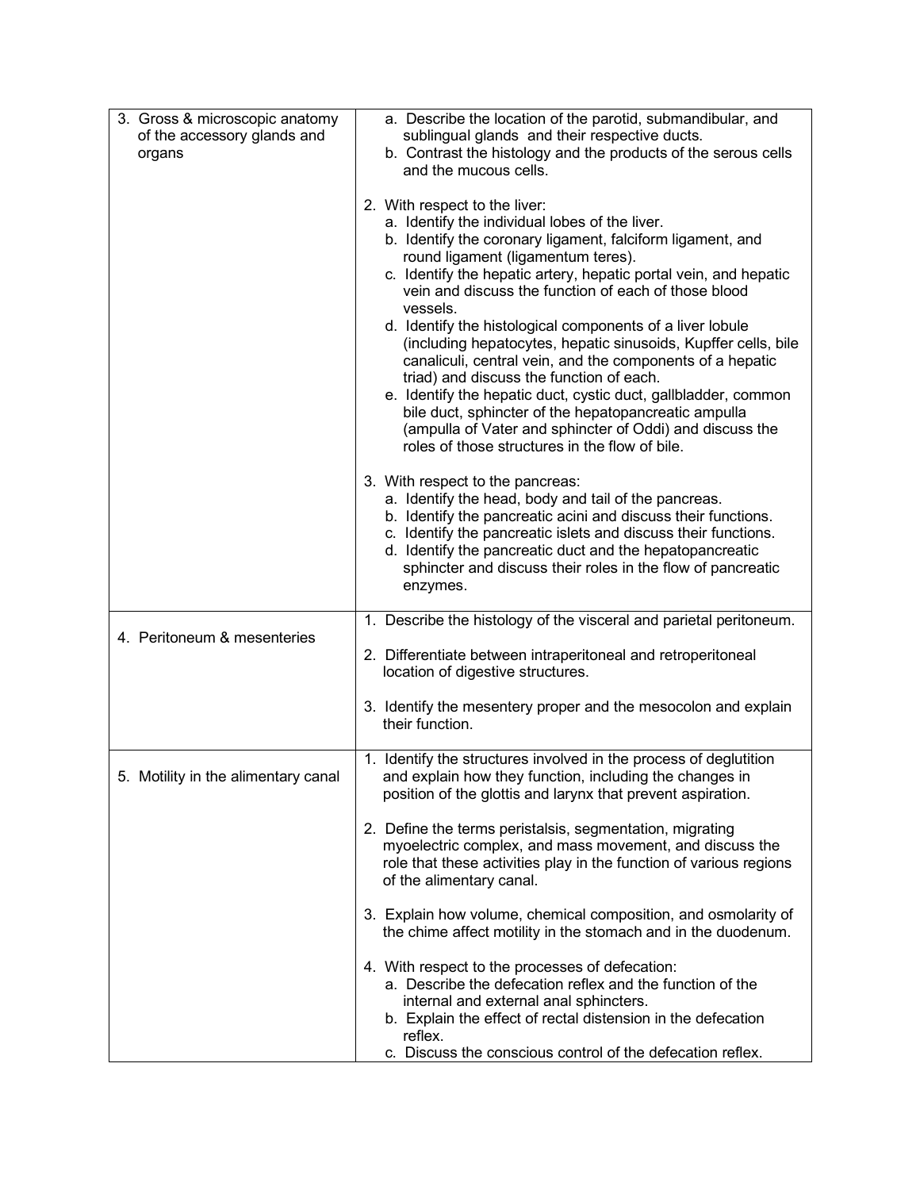| | |
|---|---|
| 3. Gross & microscopic anatomy of the accessory glands and organs | a. Describe the location of the parotid, submandibular, and sublingual glands and their respective ducts.<br>b. Contrast the histology and the products of the serous cells and the mucous cells.<br><br>2. With respect to the liver:<br>a. Identify the individual lobes of the liver.<br>b. Identify the coronary ligament, falciform ligament, and round ligament (ligamentum teres).<br>c. Identify the hepatic artery, hepatic portal vein, and hepatic vein and discuss the function of each of those blood vessels.<br>d. Identify the histological components of a liver lobule (including hepatocytes, hepatic sinusoids, Kupffer cells, bile canaliculi, central vein, and the components of a hepatic triad) and discuss the function of each.<br>e. Identify the hepatic duct, cystic duct, gallbladder, common bile duct, sphincter of the hepatopancreatic ampulla (ampulla of Vater and sphincter of Oddi) and discuss the roles of those structures in the flow of bile.<br><br>3. With respect to the pancreas:<br>a. Identify the head, body and tail of the pancreas.<br>b. Identify the pancreatic acini and discuss their functions.<br>c. Identify the pancreatic islets and discuss their functions.<br>d. Identify the pancreatic duct and the hepatopancreatic sphincter and discuss their roles in the flow of pancreatic enzymes. |
| 4. Peritoneum & mesenteries | 1. Describe the histology of the visceral and parietal peritoneum.<br><br>2. Differentiate between intraperitoneal and retroperitoneal location of digestive structures.<br><br>3. Identify the mesentery proper and the mesocolon and explain their function. |
| 5. Motility in the alimentary canal | 1. Identify the structures involved in the process of deglutition and explain how they function, including the changes in position of the glottis and larynx that prevent aspiration.<br><br>2. Define the terms peristalsis, segmentation, migrating myoelectric complex, and mass movement, and discuss the role that these activities play in the function of various regions of the alimentary canal.<br><br>3. Explain how volume, chemical composition, and osmolarity of the chime affect motility in the stomach and in the duodenum.<br><br>4. With respect to the processes of defecation:<br>a. Describe the defecation reflex and the function of the internal and external anal sphincters.<br>b. Explain the effect of rectal distension in the defecation reflex.<br>c. Discuss the conscious control of the defecation reflex. |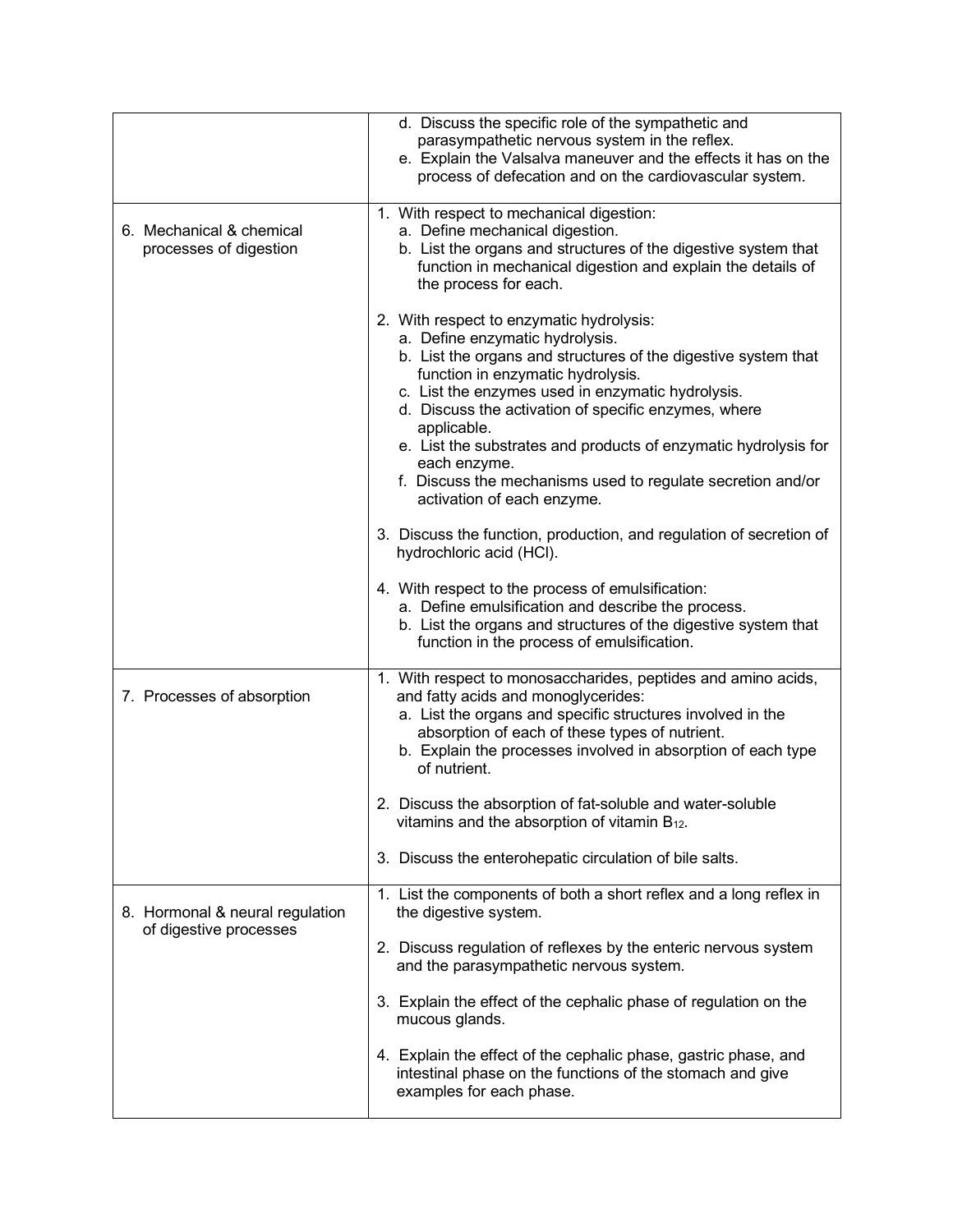| | |
|---|---|
| | d. Discuss the specific role of the sympathetic and parasympathetic nervous system in the reflex.<br>e. Explain the Valsalva maneuver and the effects it has on the process of defecation and on the cardiovascular system. |
| 6. Mechanical & chemical processes of digestion | 1. With respect to mechanical digestion:<br>a. Define mechanical digestion.<br>b. List the organs and structures of the digestive system that function in mechanical digestion and explain the details of the process for each.<br><br>2. With respect to enzymatic hydrolysis:<br>a. Define enzymatic hydrolysis.<br>b. List the organs and structures of the digestive system that function in enzymatic hydrolysis.<br>c. List the enzymes used in enzymatic hydrolysis.<br>d. Discuss the activation of specific enzymes, where applicable.<br>e. List the substrates and products of enzymatic hydrolysis for each enzyme.<br>f. Discuss the mechanisms used to regulate secretion and/or activation of each enzyme.<br><br>3. Discuss the function, production, and regulation of secretion of hydrochloric acid (HCl).<br><br>4. With respect to the process of emulsification:<br>a. Define emulsification and describe the process.<br>b. List the organs and structures of the digestive system that function in the process of emulsification. |
| 7. Processes of absorption | 1. With respect to monosaccharides, peptides and amino acids, and fatty acids and monoglycerides:<br>a. List the organs and specific structures involved in the absorption of each of these types of nutrient.<br>b. Explain the processes involved in absorption of each type of nutrient.<br><br>2. Discuss the absorption of fat-soluble and water-soluble vitamins and the absorption of vitamin $B_{12}$.<br><br>3. Discuss the enterohepatic circulation of bile salts. |
| 8. Hormonal & neural regulation of digestive processes | 1. List the components of both a short reflex and a long reflex in the digestive system.<br><br>2. Discuss regulation of reflexes by the enteric nervous system and the parasympathetic nervous system.<br><br>3. Explain the effect of the cephalic phase of regulation on the mucous glands.<br><br>4. Explain the effect of the cephalic phase, gastric phase, and intestinal phase on the functions of the stomach and give examples for each phase. |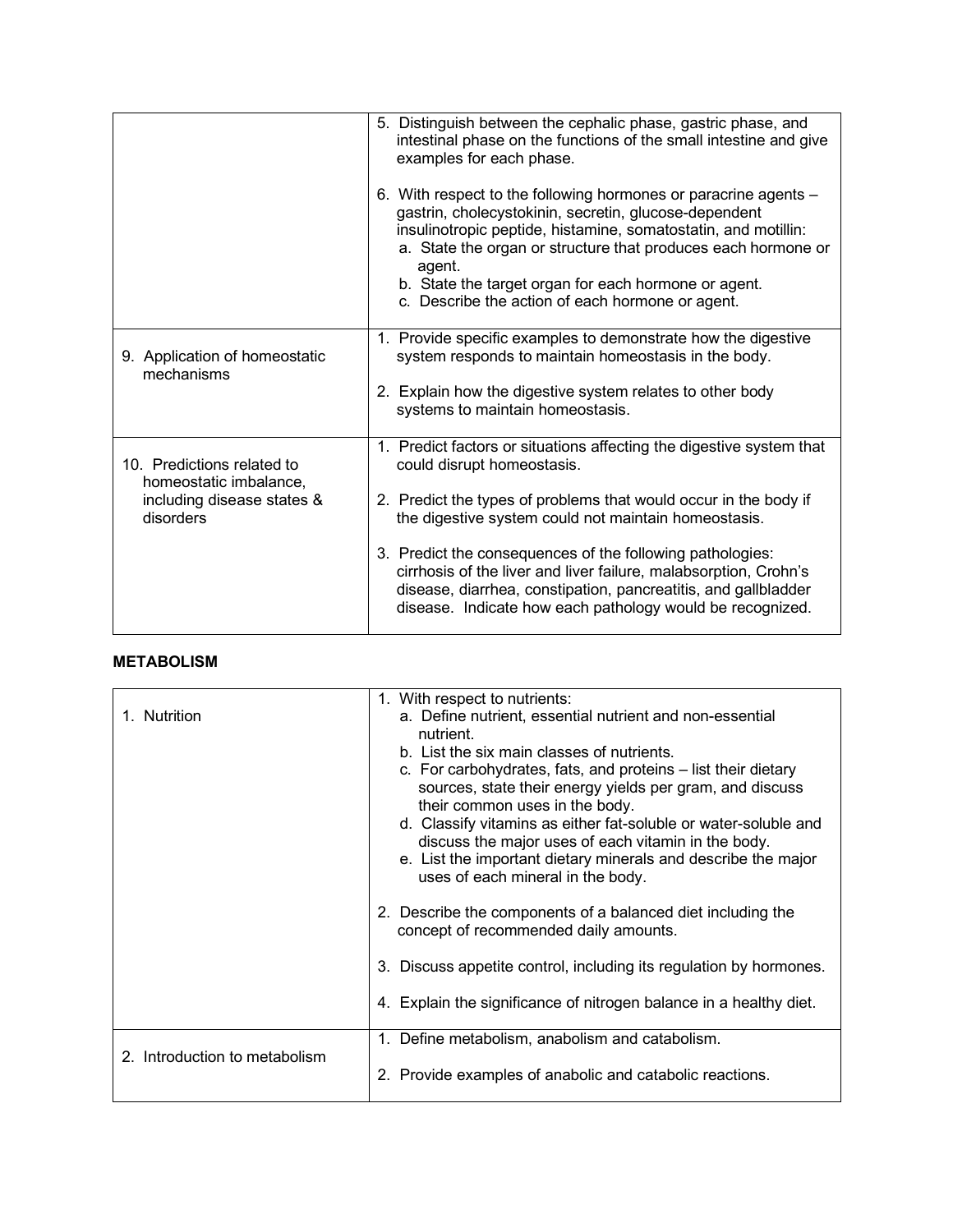| | |
|---|---|
| | 5. Distinguish between the cephalic phase, gastric phase, and intestinal phase on the functions of the small intestine and give examples for each phase.<br><br>6. With respect to the following hormones or paracrine agents – gastrin, cholecystokinin, secretin, glucose-dependent insulinotropic peptide, histamine, somatostatin, and motillin:<br>a. State the organ or structure that produces each hormone or agent.<br>b. State the target organ for each hormone or agent.<br>c. Describe the action of each hormone or agent. |
| 9. Application of homeostatic mechanisms | 1. Provide specific examples to demonstrate how the digestive system responds to maintain homeostasis in the body.<br><br>2. Explain how the digestive system relates to other body systems to maintain homeostasis. |
| 10. Predictions related to homeostatic imbalance, including disease states & disorders | 1. Predict factors or situations affecting the digestive system that could disrupt homeostasis.<br><br>2. Predict the types of problems that would occur in the body if the digestive system could not maintain homeostasis.<br><br>3. Predict the consequences of the following pathologies: cirrhosis of the liver and liver failure, malabsorption, Crohn's disease, diarrhea, constipation, pancreatitis, and gallbladder disease. Indicate how each pathology would be recognized. |

**METABOLISM**

| | |
|---|---|
| 1. Nutrition | 1. With respect to nutrients:<br>a. Define nutrient, essential nutrient and non-essential nutrient.<br>b. List the six main classes of nutrients.<br>c. For carbohydrates, fats, and proteins – list their dietary sources, state their energy yields per gram, and discuss their common uses in the body.<br>d. Classify vitamins as either fat-soluble or water-soluble and discuss the major uses of each vitamin in the body.<br>e. List the important dietary minerals and describe the major uses of each mineral in the body.<br><br>2. Describe the components of a balanced diet including the concept of recommended daily amounts.<br><br>3. Discuss appetite control, including its regulation by hormones.<br><br>4. Explain the significance of nitrogen balance in a healthy diet. |
| 2. Introduction to metabolism | 1. Define metabolism, anabolism and catabolism.<br><br>2. Provide examples of anabolic and catabolic reactions. |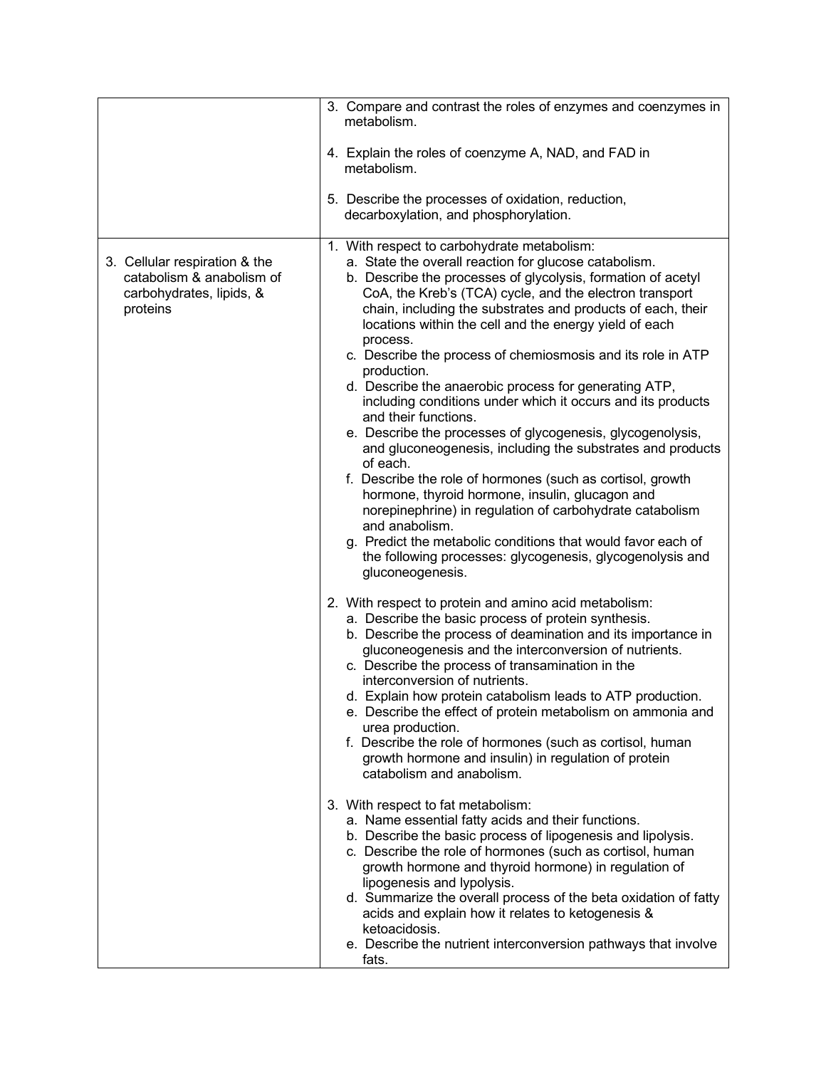| | |
|---|---|
| | 3. Compare and contrast the roles of enzymes and coenzymes in metabolism.<br><br>4. Explain the roles of coenzyme A, NAD, and FAD in metabolism.<br><br>5. Describe the processes of oxidation, reduction, decarboxylation, and phosphorylation. |
| 3. Cellular respiration & the catabolism & anabolism of carbohydrates, lipids, & proteins | 1. With respect to carbohydrate metabolism:<br>a. State the overall reaction for glucose catabolism.<br>b. Describe the processes of glycolysis, formation of acetyl CoA, the Kreb's (TCA) cycle, and the electron transport chain, including the substrates and products of each, their locations within the cell and the energy yield of each process.<br>c. Describe the process of chemiosmosis and its role in ATP production.<br>d. Describe the anaerobic process for generating ATP, including conditions under which it occurs and its products and their functions.<br>e. Describe the processes of glycogenesis, glycogenolysis, and gluconeogenesis, including the substrates and products of each.<br>f. Describe the role of hormones (such as cortisol, growth hormone, thyroid hormone, insulin, glucagon and norepinephrine) in regulation of carbohydrate catabolism and anabolism.<br>g. Predict the metabolic conditions that would favor each of the following processes: glycogenesis, glycogenolysis and gluconeogenesis.<br><br>2. With respect to protein and amino acid metabolism:<br>a. Describe the basic process of protein synthesis.<br>b. Describe the process of deamination and its importance in gluconeogenesis and the interconversion of nutrients.<br>c. Describe the process of transamination in the interconversion of nutrients.<br>d. Explain how protein catabolism leads to ATP production.<br>e. Describe the effect of protein metabolism on ammonia and urea production.<br>f. Describe the role of hormones (such as cortisol, human growth hormone and insulin) in regulation of protein catabolism and anabolism.<br><br>3. With respect to fat metabolism:<br>a. Name essential fatty acids and their functions.<br>b. Describe the basic process of lipogenesis and lipolysis.<br>c. Describe the role of hormones (such as cortisol, human growth hormone and thyroid hormone) in regulation of lipogenesis and lypolysis.<br>d. Summarize the overall process of the beta oxidation of fatty acids and explain how it relates to ketogenesis & ketoacidosis.<br>e. Describe the nutrient interconversion pathways that involve fats. |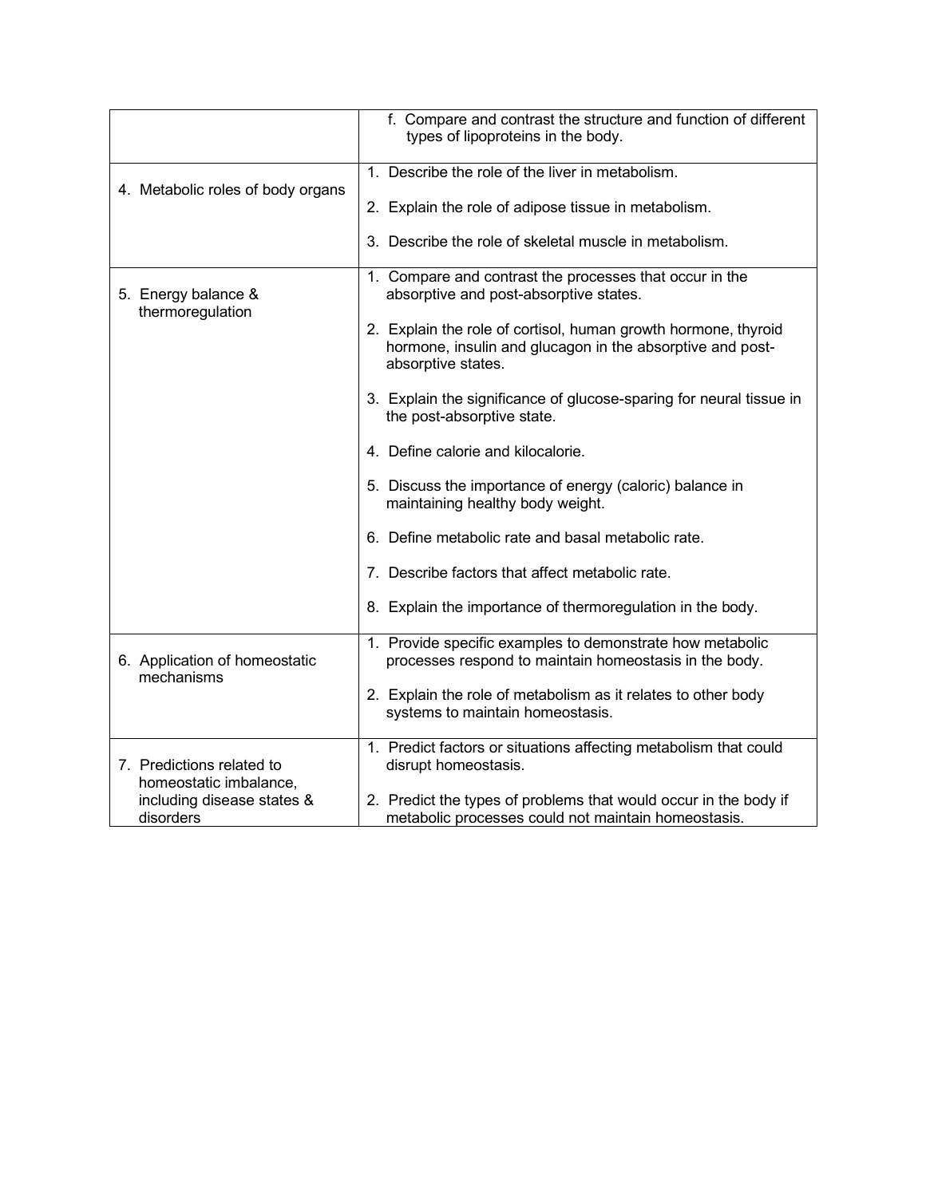| | |
|---|---|
| | f. Compare and contrast the structure and function of different types of lipoproteins in the body. |
| 4. Metabolic roles of body organs | 1. Describe the role of the liver in metabolism.<br><br>2. Explain the role of adipose tissue in metabolism.<br><br>3. Describe the role of skeletal muscle in metabolism. |
| 5. Energy balance & thermoregulation | 1. Compare and contrast the processes that occur in the absorptive and post-absorptive states.<br><br>2. Explain the role of cortisol, human growth hormone, thyroid hormone, insulin and glucagon in the absorptive and post-absorptive states.<br><br>3. Explain the significance of glucose-sparing for neural tissue in the post-absorptive state.<br><br>4. Define calorie and kilocalorie.<br><br>5. Discuss the importance of energy (caloric) balance in maintaining healthy body weight.<br><br>6. Define metabolic rate and basal metabolic rate.<br><br>7. Describe factors that affect metabolic rate.<br><br>8. Explain the importance of thermoregulation in the body. |
| 6. Application of homeostatic mechanisms | 1. Provide specific examples to demonstrate how metabolic processes respond to maintain homeostasis in the body.<br><br>2. Explain the role of metabolism as it relates to other body systems to maintain homeostasis. |
| 7. Predictions related to homeostatic imbalance, including disease states & disorders | 1. Predict factors or situations affecting metabolism that could disrupt homeostasis.<br><br>2. Predict the types of problems that would occur in the body if metabolic processes could not maintain homeostasis. |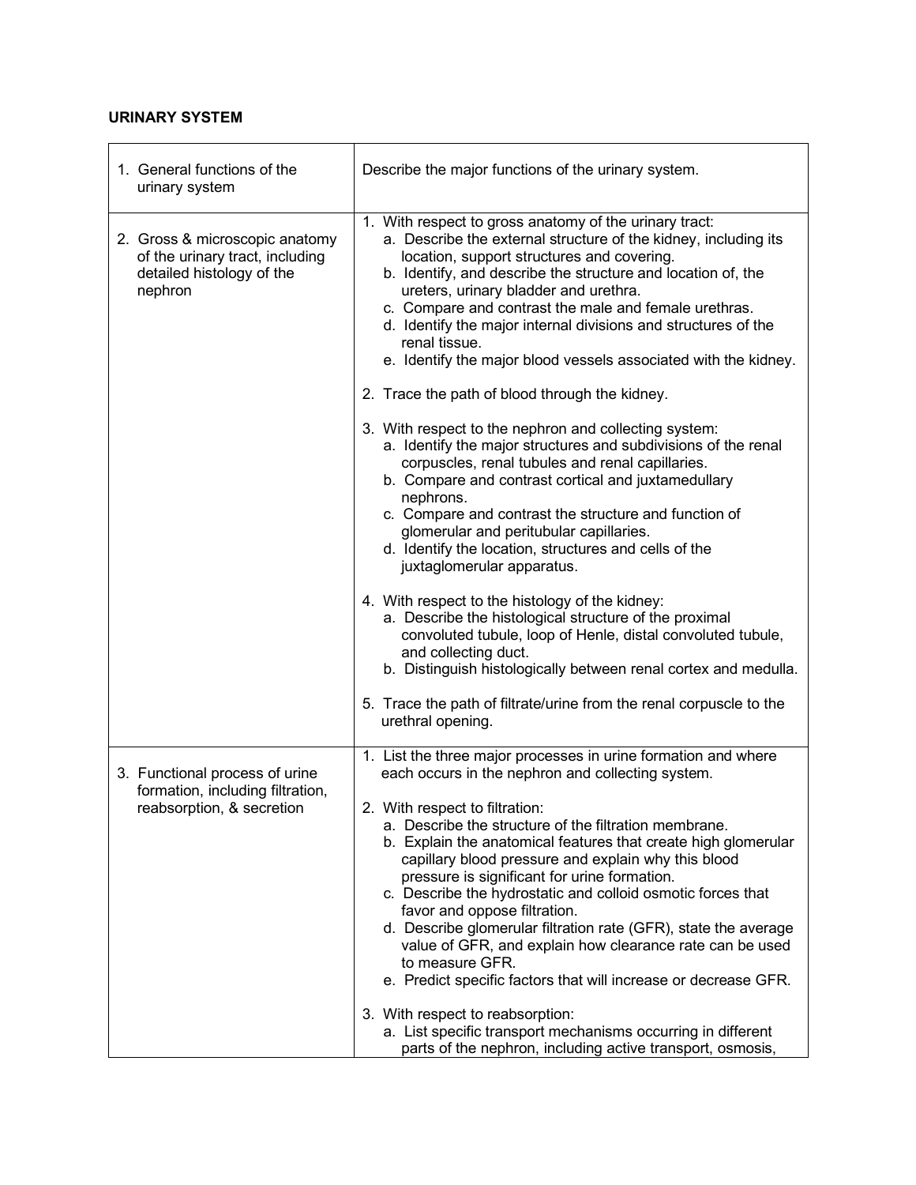**URINARY SYSTEM**

| | |
|---|---|
| 1. General functions of the urinary system | Describe the major functions of the urinary system. |
| 2. Gross & microscopic anatomy of the urinary tract, including detailed histology of the nephron | 1. With respect to gross anatomy of the urinary tract:<br>a. Describe the external structure of the kidney, including its location, support structures and covering.<br>b. Identify, and describe the structure and location of, the ureters, urinary bladder and urethra.<br>c. Compare and contrast the male and female urethras.<br>d. Identify the major internal divisions and structures of the renal tissue.<br>e. Identify the major blood vessels associated with the kidney.<br><br>2. Trace the path of blood through the kidney.<br><br>3. With respect to the nephron and collecting system:<br>a. Identify the major structures and subdivisions of the renal corpuscles, renal tubules and renal capillaries.<br>b. Compare and contrast cortical and juxtamedullary nephrons.<br>c. Compare and contrast the structure and function of glomerular and peritubular capillaries.<br>d. Identify the location, structures and cells of the juxtaglomerular apparatus.<br><br>4. With respect to the histology of the kidney:<br>a. Describe the histological structure of the proximal convoluted tubule, loop of Henle, distal convoluted tubule, and collecting duct.<br>b. Distinguish histologically between renal cortex and medulla.<br><br>5. Trace the path of filtrate/urine from the renal corpuscle to the urethral opening. |
| 3. Functional process of urine formation, including filtration, reabsorption, & secretion | 1. List the three major processes in urine formation and where each occurs in the nephron and collecting system.<br><br>2. With respect to filtration:<br>a. Describe the structure of the filtration membrane.<br>b. Explain the anatomical features that create high glomerular capillary blood pressure and explain why this blood pressure is significant for urine formation.<br>c. Describe the hydrostatic and colloid osmotic forces that favor and oppose filtration.<br>d. Describe glomerular filtration rate (GFR), state the average value of GFR, and explain how clearance rate can be used to measure GFR.<br>e. Predict specific factors that will increase or decrease GFR.<br><br>3. With respect to reabsorption:<br>a. List specific transport mechanisms occurring in different parts of the nephron, including active transport, osmosis, |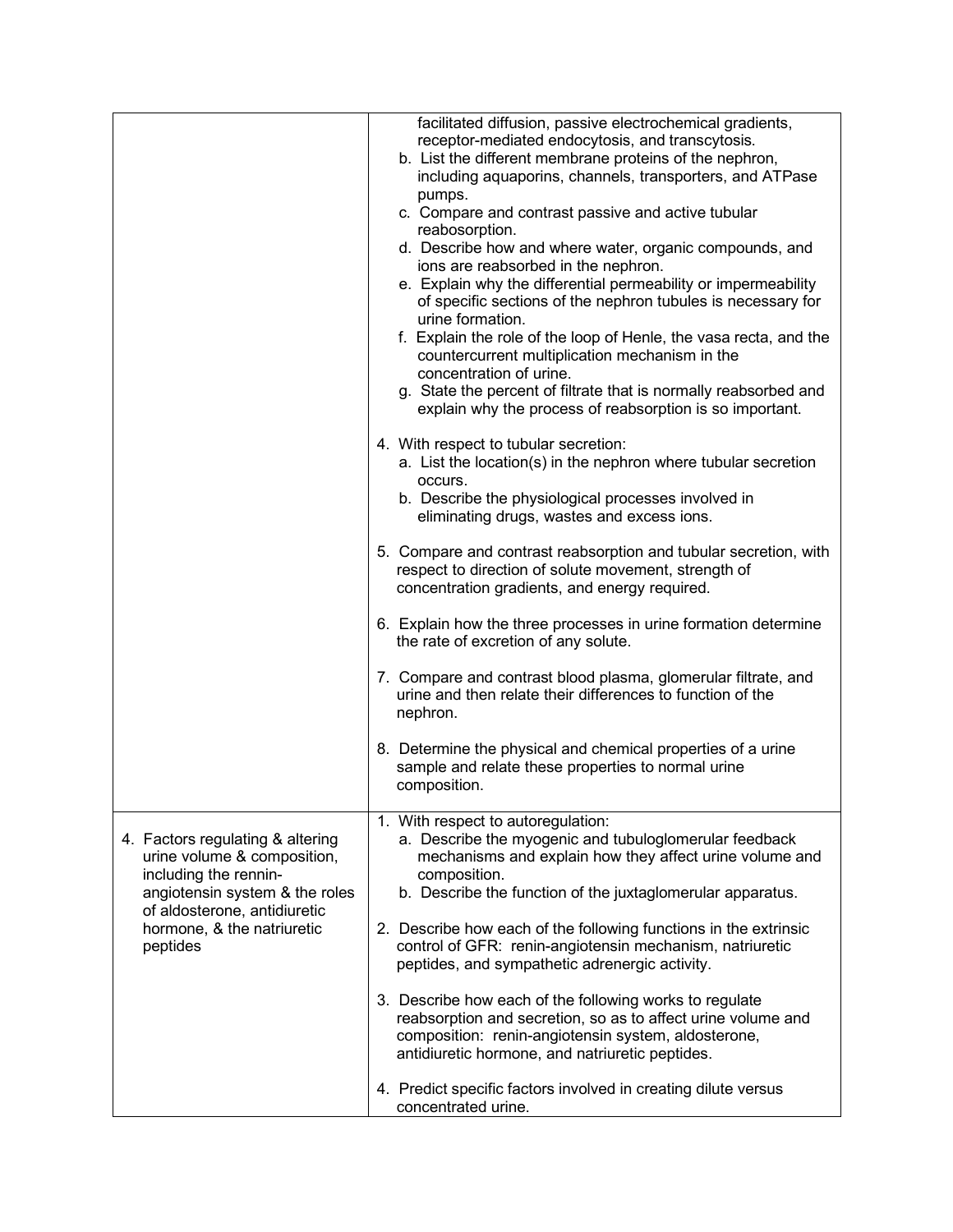| | |
|---|---|
| | facilitated diffusion, passive electrochemical gradients, receptor-mediated endocytosis, and transcytosis.<br>b. List the different membrane proteins of the nephron, including aquaporins, channels, transporters, and ATPase pumps.<br>c. Compare and contrast passive and active tubular reabosorption.<br>d. Describe how and where water, organic compounds, and ions are reabsorbed in the nephron.<br>e. Explain why the differential permeability or impermeability of specific sections of the nephron tubules is necessary for urine formation.<br>f. Explain the role of the loop of Henle, the vasa recta, and the countercurrent multiplication mechanism in the concentration of urine.<br>g. State the percent of filtrate that is normally reabsorbed and explain why the process of reabsorption is so important.<br><br>4. With respect to tubular secretion:<br>a. List the location(s) in the nephron where tubular secretion occurs.<br>b. Describe the physiological processes involved in eliminating drugs, wastes and excess ions.<br><br>5. Compare and contrast reabsorption and tubular secretion, with respect to direction of solute movement, strength of concentration gradients, and energy required.<br><br>6. Explain how the three processes in urine formation determine the rate of excretion of any solute.<br><br>7. Compare and contrast blood plasma, glomerular filtrate, and urine and then relate their differences to function of the nephron.<br><br>8. Determine the physical and chemical properties of a urine sample and relate these properties to normal urine composition. |
| 4. Factors regulating & altering urine volume & composition, including the rennin-angiotensin system & the roles of aldosterone, antidiuretic hormone, & the natriuretic peptides | 1. With respect to autoregulation:<br>a. Describe the myogenic and tubuloglomerular feedback mechanisms and explain how they affect urine volume and composition.<br>b. Describe the function of the juxtaglomerular apparatus.<br><br>2. Describe how each of the following functions in the extrinsic control of GFR: renin-angiotensin mechanism, natriuretic peptides, and sympathetic adrenergic activity.<br><br>3. Describe how each of the following works to regulate reabsorption and secretion, so as to affect urine volume and composition: renin-angiotensin system, aldosterone, antidiuretic hormone, and natriuretic peptides.<br><br>4. Predict specific factors involved in creating dilute versus concentrated urine. |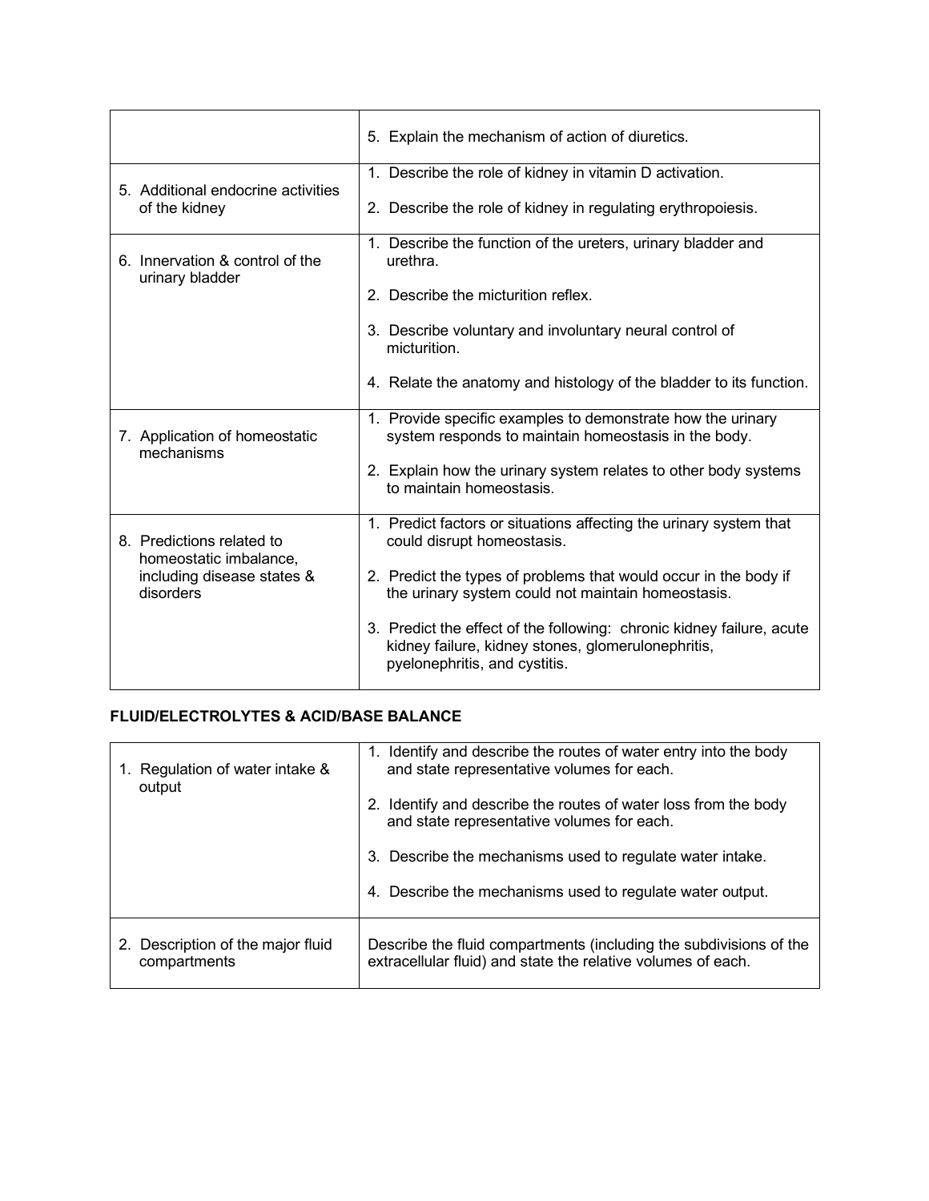| | |
|---|---|
| | 5. Explain the mechanism of action of diuretics. |
| 5. Additional endocrine activities of the kidney | 1. Describe the role of kidney in vitamin D activation.<br><br>2. Describe the role of kidney in regulating erythropoiesis. |
| 6. Innervation & control of the urinary bladder | 1. Describe the function of the ureters, urinary bladder and urethra.<br><br>2. Describe the micturition reflex.<br><br>3. Describe voluntary and involuntary neural control of micturition.<br><br>4. Relate the anatomy and histology of the bladder to its function. |
| 7. Application of homeostatic mechanisms | 1. Provide specific examples to demonstrate how the urinary system responds to maintain homeostasis in the body.<br><br>2. Explain how the urinary system relates to other body systems to maintain homeostasis. |
| 8. Predictions related to homeostatic imbalance, including disease states & disorders | 1. Predict factors or situations affecting the urinary system that could disrupt homeostasis.<br><br>2. Predict the types of problems that would occur in the body if the urinary system could not maintain homeostasis.<br><br>3. Predict the effect of the following: chronic kidney failure, acute kidney failure, kidney stones, glomerulonephritis, pyelonephritis, and cystitis. |

**FLUID/ELECTROLYTES & ACID/BASE BALANCE**

| | |
|---|---|
| 1. Regulation of water intake & output | 1. Identify and describe the routes of water entry into the body and state representative volumes for each.<br><br>2. Identify and describe the routes of water loss from the body and state representative volumes for each.<br><br>3. Describe the mechanisms used to regulate water intake.<br><br>4. Describe the mechanisms used to regulate water output. |
| 2. Description of the major fluid compartments | Describe the fluid compartments (including the subdivisions of the extracellular fluid) and state the relative volumes of each. |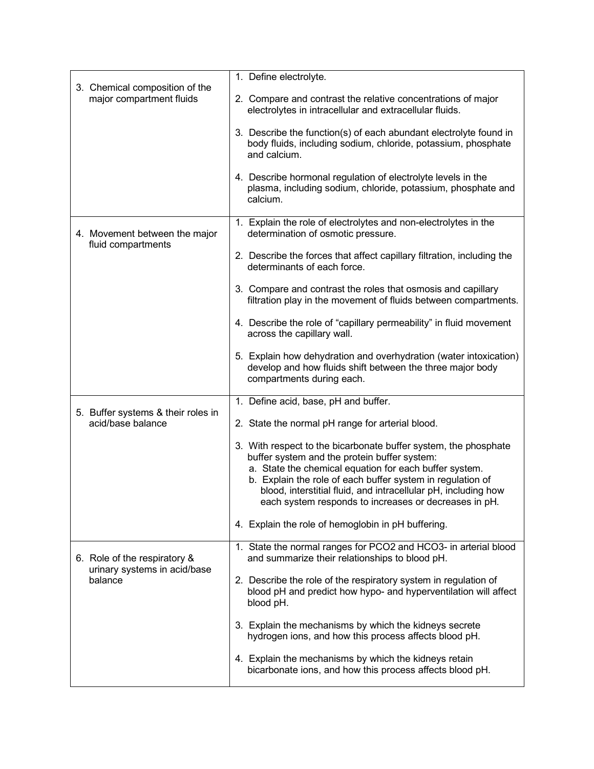| | |
|---|---|
| 3. Chemical composition of the major compartment fluids | 1. Define electrolyte.<br><br>2. Compare and contrast the relative concentrations of major electrolytes in intracellular and extracellular fluids.<br><br>3. Describe the function(s) of each abundant electrolyte found in body fluids, including sodium, chloride, potassium, phosphate and calcium.<br><br>4. Describe hormonal regulation of electrolyte levels in the plasma, including sodium, chloride, potassium, phosphate and calcium. |
| 4. Movement between the major fluid compartments | 1. Explain the role of electrolytes and non-electrolytes in the determination of osmotic pressure.<br><br>2. Describe the forces that affect capillary filtration, including the determinants of each force.<br><br>3. Compare and contrast the roles that osmosis and capillary filtration play in the movement of fluids between compartments.<br><br>4. Describe the role of “capillary permeability” in fluid movement across the capillary wall.<br><br>5. Explain how dehydration and overhydration (water intoxication) develop and how fluids shift between the three major body compartments during each. |
| 5. Buffer systems & their roles in acid/base balance | 1. Define acid, base, pH and buffer.<br><br>2. State the normal pH range for arterial blood.<br><br>3. With respect to the bicarbonate buffer system, the phosphate buffer system and the protein buffer system:<br>a. State the chemical equation for each buffer system.<br>b. Explain the role of each buffer system in regulation of blood, interstitial fluid, and intracellular pH, including how each system responds to increases or decreases in pH.<br><br>4. Explain the role of hemoglobin in pH buffering. |
| 6. Role of the respiratory & urinary systems in acid/base balance | 1. State the normal ranges for PCO2 and HCO3- in arterial blood and summarize their relationships to blood pH.<br><br>2. Describe the role of the respiratory system in regulation of blood pH and predict how hypo- and hyperventilation will affect blood pH.<br><br>3. Explain the mechanisms by which the kidneys secrete hydrogen ions, and how this process affects blood pH.<br><br>4. Explain the mechanisms by which the kidneys retain bicarbonate ions, and how this process affects blood pH. |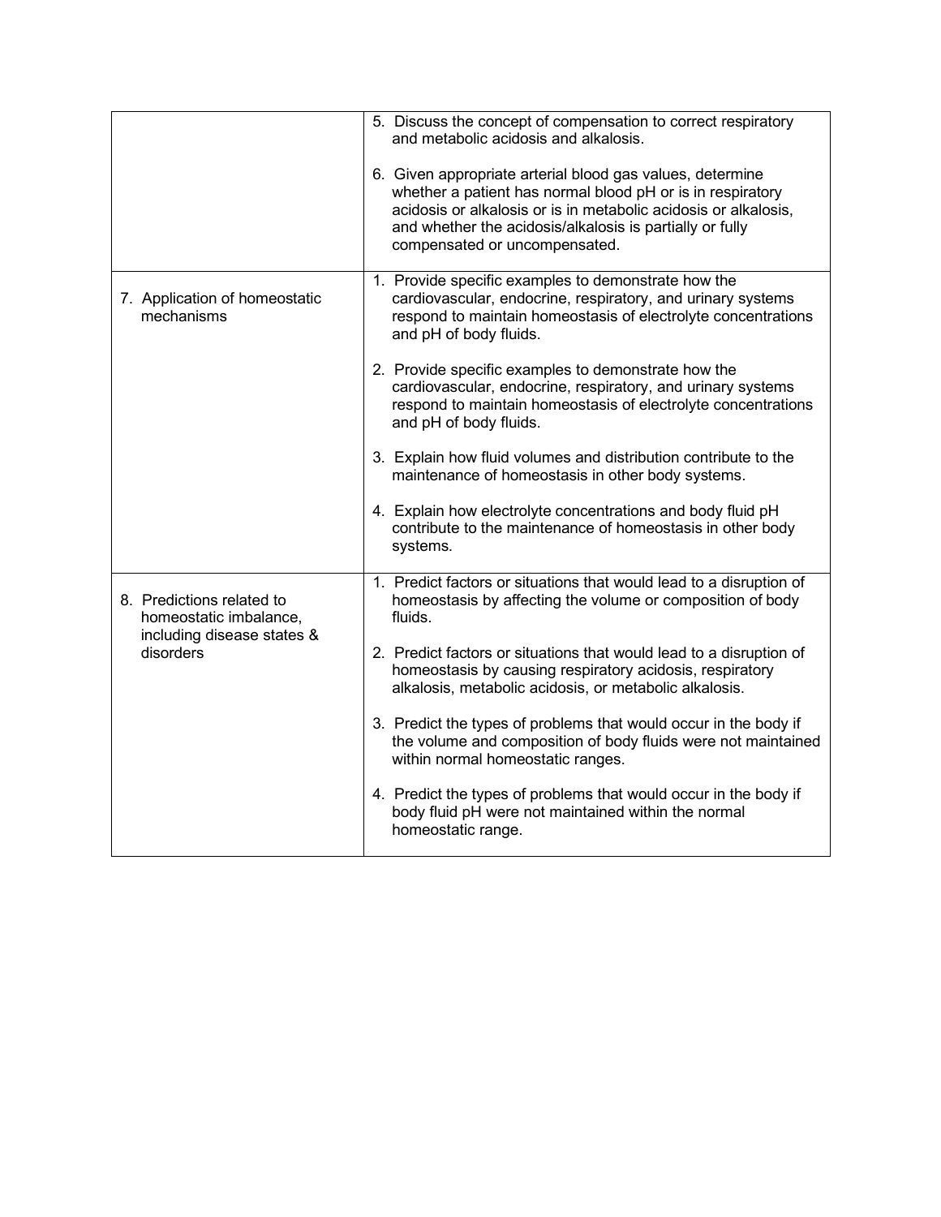| | |
|---|---|
| | 5. Discuss the concept of compensation to correct respiratory and metabolic acidosis and alkalosis.<br><br>6. Given appropriate arterial blood gas values, determine whether a patient has normal blood pH or is in respiratory acidosis or alkalosis or is in metabolic acidosis or alkalosis, and whether the acidosis/alkalosis is partially or fully compensated or uncompensated. |
| 7. Application of homeostatic mechanisms | 1. Provide specific examples to demonstrate how the cardiovascular, endocrine, respiratory, and urinary systems respond to maintain homeostasis of electrolyte concentrations and pH of body fluids.<br><br>2. Provide specific examples to demonstrate how the cardiovascular, endocrine, respiratory, and urinary systems respond to maintain homeostasis of electrolyte concentrations and pH of body fluids.<br><br>3. Explain how fluid volumes and distribution contribute to the maintenance of homeostasis in other body systems.<br><br>4. Explain how electrolyte concentrations and body fluid pH contribute to the maintenance of homeostasis in other body systems. |
| 8. Predictions related to homeostatic imbalance, including disease states & disorders | 1. Predict factors or situations that would lead to a disruption of homeostasis by affecting the volume or composition of body fluids.<br><br>2. Predict factors or situations that would lead to a disruption of homeostasis by causing respiratory acidosis, respiratory alkalosis, metabolic acidosis, or metabolic alkalosis.<br><br>3. Predict the types of problems that would occur in the body if the volume and composition of body fluids were not maintained within normal homeostatic ranges.<br><br>4. Predict the types of problems that would occur in the body if body fluid pH were not maintained within the normal homeostatic range. |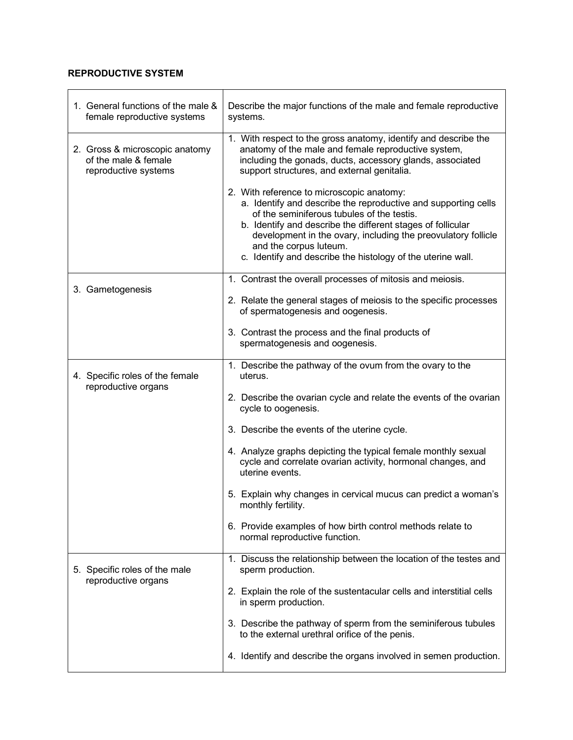**REPRODUCTIVE SYSTEM**

| | |
|---|---|
| 1. General functions of the male & female reproductive systems | Describe the major functions of the male and female reproductive systems. |
| 2. Gross & microscopic anatomy of the male & female reproductive systems | 1. With respect to the gross anatomy, identify and describe the anatomy of the male and female reproductive system, including the gonads, ducts, accessory glands, associated support structures, and external genitalia.<br><br>2. With reference to microscopic anatomy:<br>a. Identify and describe the reproductive and supporting cells of the seminiferous tubules of the testis.<br>b. Identify and describe the different stages of follicular development in the ovary, including the preovulatory follicle and the corpus luteum.<br>c. Identify and describe the histology of the uterine wall. |
| 3. Gametogenesis | 1. Contrast the overall processes of mitosis and meiosis.<br><br>2. Relate the general stages of meiosis to the specific processes of spermatogenesis and oogenesis.<br><br>3. Contrast the process and the final products of spermatogenesis and oogenesis. |
| 4. Specific roles of the female reproductive organs | 1. Describe the pathway of the ovum from the ovary to the uterus.<br><br>2. Describe the ovarian cycle and relate the events of the ovarian cycle to oogenesis.<br><br>3. Describe the events of the uterine cycle.<br><br>4. Analyze graphs depicting the typical female monthly sexual cycle and correlate ovarian activity, hormonal changes, and uterine events.<br><br>5. Explain why changes in cervical mucus can predict a woman's monthly fertility.<br><br>6. Provide examples of how birth control methods relate to normal reproductive function. |
| 5. Specific roles of the male reproductive organs | 1. Discuss the relationship between the location of the testes and sperm production.<br><br>2. Explain the role of the sustentacular cells and interstitial cells in sperm production.<br><br>3. Describe the pathway of sperm from the seminiferous tubules to the external urethral orifice of the penis.<br><br>4. Identify and describe the organs involved in semen production. |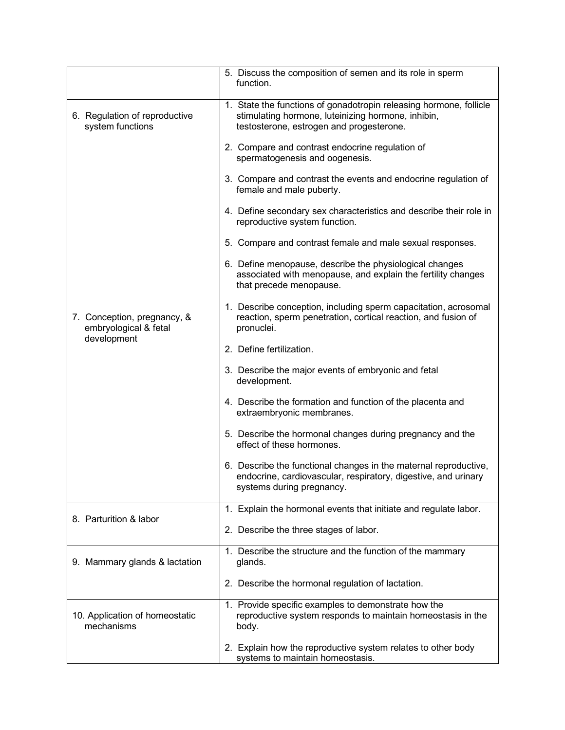| | |
|---|---|
| | 5. Discuss the composition of semen and its role in sperm function. |
| 6. Regulation of reproductive system functions | 1. State the functions of gonadotropin releasing hormone, follicle stimulating hormone, luteinizing hormone, inhibin, testosterone, estrogen and progesterone.<br><br>2. Compare and contrast endocrine regulation of spermatogenesis and oogenesis.<br><br>3. Compare and contrast the events and endocrine regulation of female and male puberty.<br><br>4. Define secondary sex characteristics and describe their role in reproductive system function.<br><br>5. Compare and contrast female and male sexual responses.<br><br>6. Define menopause, describe the physiological changes associated with menopause, and explain the fertility changes that precede menopause. |
| 7. Conception, pregnancy, & embryological & fetal development | 1. Describe conception, including sperm capacitation, acrosomal reaction, sperm penetration, cortical reaction, and fusion of pronuclei.<br><br>2. Define fertilization.<br><br>3. Describe the major events of embryonic and fetal development.<br><br>4. Describe the formation and function of the placenta and extraembryonic membranes.<br><br>5. Describe the hormonal changes during pregnancy and the effect of these hormones.<br><br>6. Describe the functional changes in the maternal reproductive, endocrine, cardiovascular, respiratory, digestive, and urinary systems during pregnancy. |
| 8. Parturition & labor | 1. Explain the hormonal events that initiate and regulate labor.<br><br>2. Describe the three stages of labor. |
| 9. Mammary glands & lactation | 1. Describe the structure and the function of the mammary glands.<br><br>2. Describe the hormonal regulation of lactation. |
| 10. Application of homeostatic mechanisms | 1. Provide specific examples to demonstrate how the reproductive system responds to maintain homeostasis in the body.<br><br>2. Explain how the reproductive system relates to other body systems to maintain homeostasis. |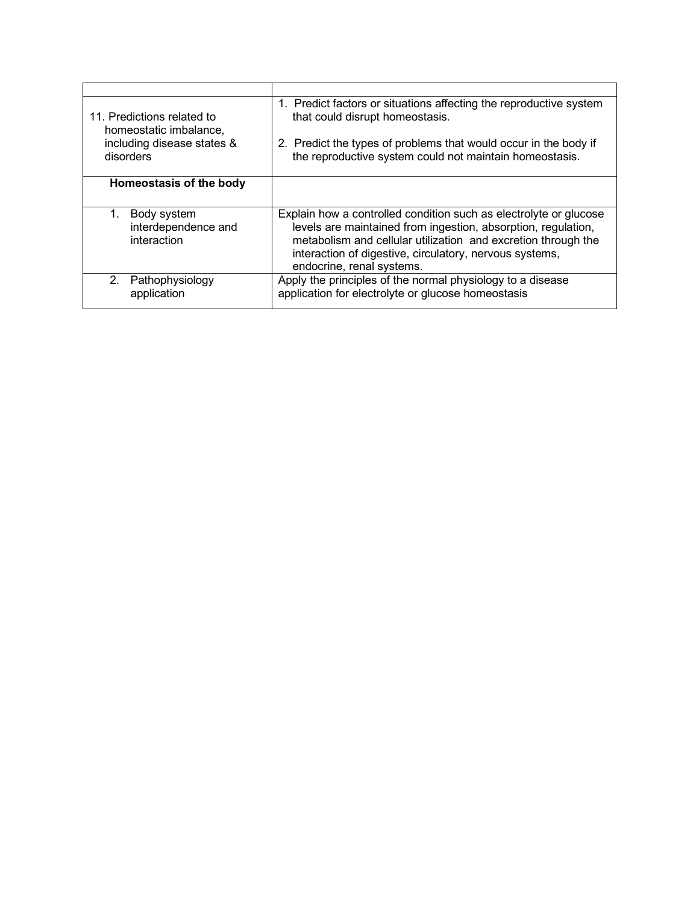| | |
|---|---|
| 11. Predictions related to homeostatic imbalance, including disease states & disorders | 1. Predict factors or situations affecting the reproductive system that could disrupt homeostasis.<br><br>2. Predict the types of problems that would occur in the body if the reproductive system could not maintain homeostasis. |
| **Homeostasis of the body** | |
| 1. Body system interdependence and interaction | Explain how a controlled condition such as electrolyte or glucose levels are maintained from ingestion, absorption, regulation, metabolism and cellular utilization and excretion through the interaction of digestive, circulatory, nervous systems, endocrine, renal systems. |
| 2. Pathophysiology application | Apply the principles of the normal physiology to a disease application for electrolyte or glucose homeostasis |